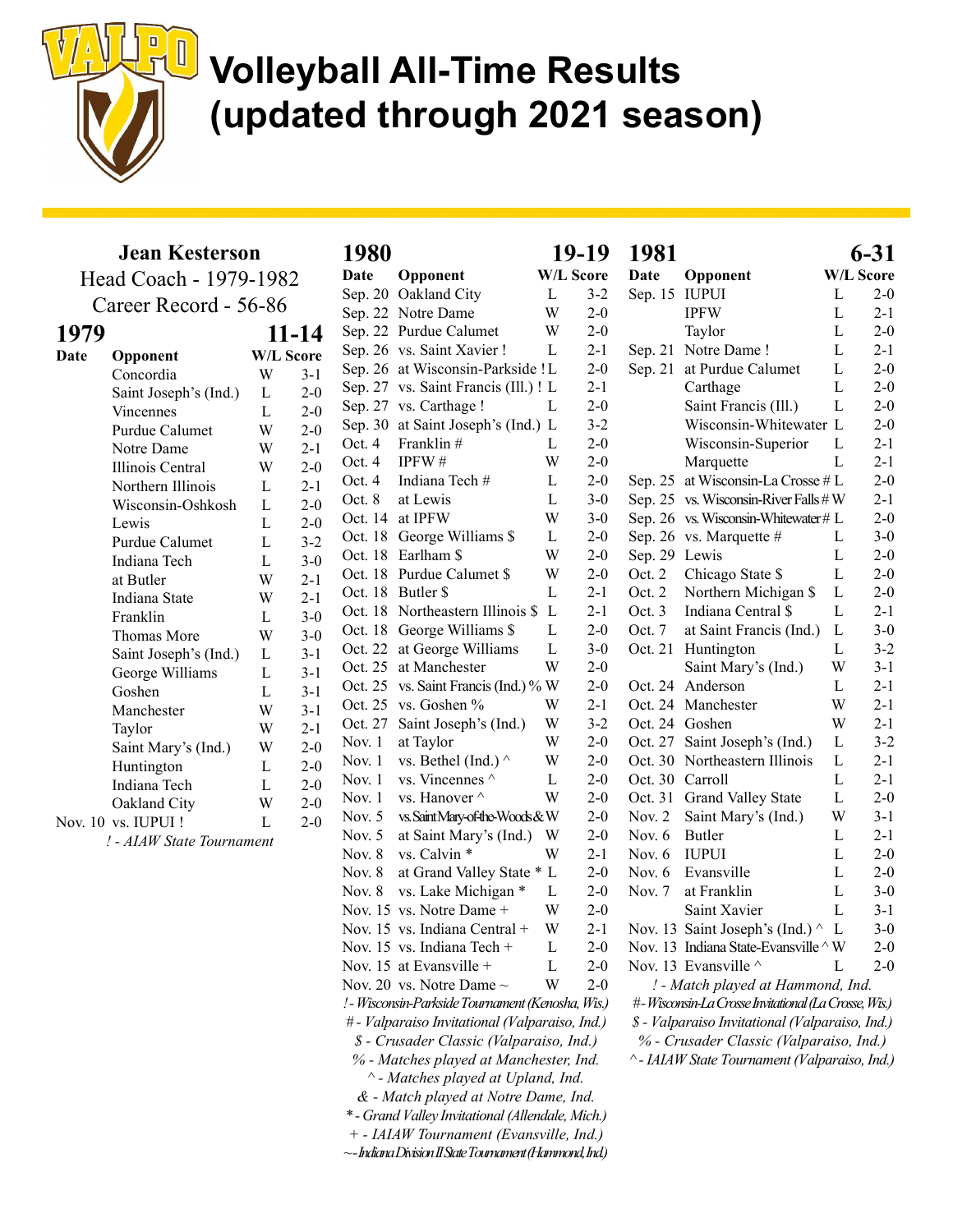# Volleyball All-Time Results (updated through 2021 season)

## Jean Kesterson

Head Coach - 1979-1982

Career Record - 56-86

### 1979 — 11-14

| Date | Opponent | W/L | Score |
|---|---|---|---|
| | Concordia | W | 3-1 |
| | Saint Joseph's (Ind.) | L | 2-0 |
| | Vincennes | L | 2-0 |
| | Purdue Calumet | W | 2-0 |
| | Notre Dame | W | 2-1 |
| | Illinois Central | W | 2-0 |
| | Northern Illinois | L | 2-1 |
| | Wisconsin-Oshkosh | L | 2-0 |
| | Lewis | L | 2-0 |
| | Purdue Calumet | L | 3-2 |
| | Indiana Tech | L | 3-0 |
| | at Butler | W | 2-1 |
| | Indiana State | W | 2-1 |
| | Franklin | L | 3-0 |
| | Thomas More | W | 3-0 |
| | Saint Joseph's (Ind.) | L | 3-1 |
| | George Williams | L | 3-1 |
| | Goshen | L | 3-1 |
| | Manchester | W | 3-1 |
| | Taylor | W | 2-1 |
| | Saint Mary's (Ind.) | W | 2-0 |
| | Huntington | L | 2-0 |
| | Indiana Tech | L | 2-0 |
| | Oakland City | W | 2-0 |
| Nov. 10 | vs. IUPUI ! | L | 2-0 |

*! - AIAW State Tournament*

### 1980 — 19-19

| Date | Opponent | W/L | Score |
|---|---|---|---|
| Sep. 20 | Oakland City | L | 3-2 |
| Sep. 22 | Notre Dame | W | 2-0 |
| Sep. 22 | Purdue Calumet | W | 2-0 |
| Sep. 26 | vs. Saint Xavier ! | L | 2-1 |
| Sep. 26 | at Wisconsin-Parkside ! | L | 2-0 |
| Sep. 27 | vs. Saint Francis (Ill.) ! | L | 2-1 |
| Sep. 27 | vs. Carthage ! | L | 2-0 |
| Sep. 30 | at Saint Joseph's (Ind.) | L | 3-2 |
| Oct. 4 | Franklin # | L | 2-0 |
| Oct. 4 | IPFW # | W | 2-0 |
| Oct. 4 | Indiana Tech # | L | 2-0 |
| Oct. 8 | at Lewis | L | 3-0 |
| Oct. 14 | at IPFW | W | 3-0 |
| Oct. 18 | George Williams $ | L | 2-0 |
| Oct. 18 | Earlham $ | W | 2-0 |
| Oct. 18 | Purdue Calumet $ | W | 2-0 |
| Oct. 18 | Butler $ | L | 2-1 |
| Oct. 18 | Northeastern Illinois $ | L | 2-1 |
| Oct. 18 | George Williams $ | L | 2-0 |
| Oct. 22 | at George Williams | L | 3-0 |
| Oct. 25 | at Manchester | W | 2-0 |
| Oct. 25 | vs. Saint Francis (Ind.) % | W | 2-0 |
| Oct. 25 | vs. Goshen % | W | 2-1 |
| Oct. 27 | Saint Joseph's (Ind.) | W | 3-2 |
| Nov. 1 | at Taylor | W | 2-0 |
| Nov. 1 | vs. Bethel (Ind.) ^ | W | 2-0 |
| Nov. 1 | vs. Vincennes ^ | L | 2-0 |
| Nov. 1 | vs. Hanover ^ | W | 2-0 |
| Nov. 5 | vs. Saint Mary-of-the-Woods & | W | 2-0 |
| Nov. 5 | at Saint Mary's (Ind.) | W | 2-0 |
| Nov. 8 | vs. Calvin * | W | 2-1 |
| Nov. 8 | at Grand Valley State * | L | 2-0 |
| Nov. 8 | vs. Lake Michigan * | L | 2-0 |
| Nov. 15 | vs. Notre Dame + | W | 2-0 |
| Nov. 15 | vs. Indiana Central + | W | 2-1 |
| Nov. 15 | vs. Indiana Tech + | L | 2-0 |
| Nov. 15 | at Evansville + | L | 2-0 |
| Nov. 20 | vs. Notre Dame ~ | W | 2-0 |

*! - Wisconsin-Parkside Tournament (Kenosha, Wis.)*
*# - Valparaiso Invitational (Valparaiso, Ind.)*
*$ - Crusader Classic (Valparaiso, Ind.)*
*% - Matches played at Manchester, Ind.*
*^ - Matches played at Upland, Ind.*
*& - Match played at Notre Dame, Ind.*
** - Grand Valley Invitational (Allendale, Mich.)*
*+ - IAIAW Tournament (Evansville, Ind.)*
*~ - Indiana Division II State Tournament (Hammond, Ind.)*

### 1981 — 6-31

| Date | Opponent | W/L | Score |
|---|---|---|---|
| Sep. 15 | IUPUI | L | 2-0 |
| | IPFW | L | 2-1 |
| | Taylor | L | 2-0 |
| Sep. 21 | Notre Dame ! | L | 2-1 |
| Sep. 21 | at Purdue Calumet | L | 2-0 |
| | Carthage | L | 2-0 |
| | Saint Francis (Ill.) | L | 2-0 |
| | Wisconsin-Whitewater | L | 2-0 |
| | Wisconsin-Superior | L | 2-1 |
| | Marquette | L | 2-1 |
| Sep. 25 | at Wisconsin-La Crosse # | L | 2-0 |
| Sep. 25 | vs. Wisconsin-River Falls # | W | 2-1 |
| Sep. 26 | vs. Wisconsin-Whitewater # | L | 2-0 |
| Sep. 26 | vs. Marquette # | L | 3-0 |
| Sep. 29 | Lewis | L | 2-0 |
| Oct. 2 | Chicago State $ | L | 2-0 |
| Oct. 2 | Northern Michigan $ | L | 2-0 |
| Oct. 3 | Indiana Central $ | L | 2-1 |
| Oct. 7 | at Saint Francis (Ind.) | L | 3-0 |
| Oct. 21 | Huntington | L | 3-2 |
| | Saint Mary's (Ind.) | W | 3-1 |
| Oct. 24 | Anderson | L | 2-1 |
| Oct. 24 | Manchester | W | 2-1 |
| Oct. 24 | Goshen | W | 2-1 |
| Oct. 27 | Saint Joseph's (Ind.) | L | 3-2 |
| Oct. 30 | Northeastern Illinois | L | 2-1 |
| Oct. 30 | Carroll | L | 2-1 |
| Oct. 31 | Grand Valley State | L | 2-0 |
| Nov. 2 | Saint Mary's (Ind.) | W | 3-1 |
| Nov. 6 | Butler | L | 2-1 |
| Nov. 6 | IUPUI | L | 2-0 |
| Nov. 6 | Evansville | L | 2-0 |
| Nov. 7 | at Franklin | L | 3-0 |
| | Saint Xavier | L | 3-1 |
| Nov. 13 | Saint Joseph's (Ind.) ^ | L | 3-0 |
| Nov. 13 | Indiana State-Evansville ^ | W | 2-0 |
| Nov. 13 | Evansville ^ | L | 2-0 |

*! - Match played at Hammond, Ind.*
*# - Wisconsin-La Crosse Invitational (La Crosse, Wis.)*
*$ - Valparaiso Invitational (Valparaiso, Ind.)*
*% - Crusader Classic (Valparaiso, Ind.)*
*^ - IAIAW State Tournament (Valparaiso, Ind.)*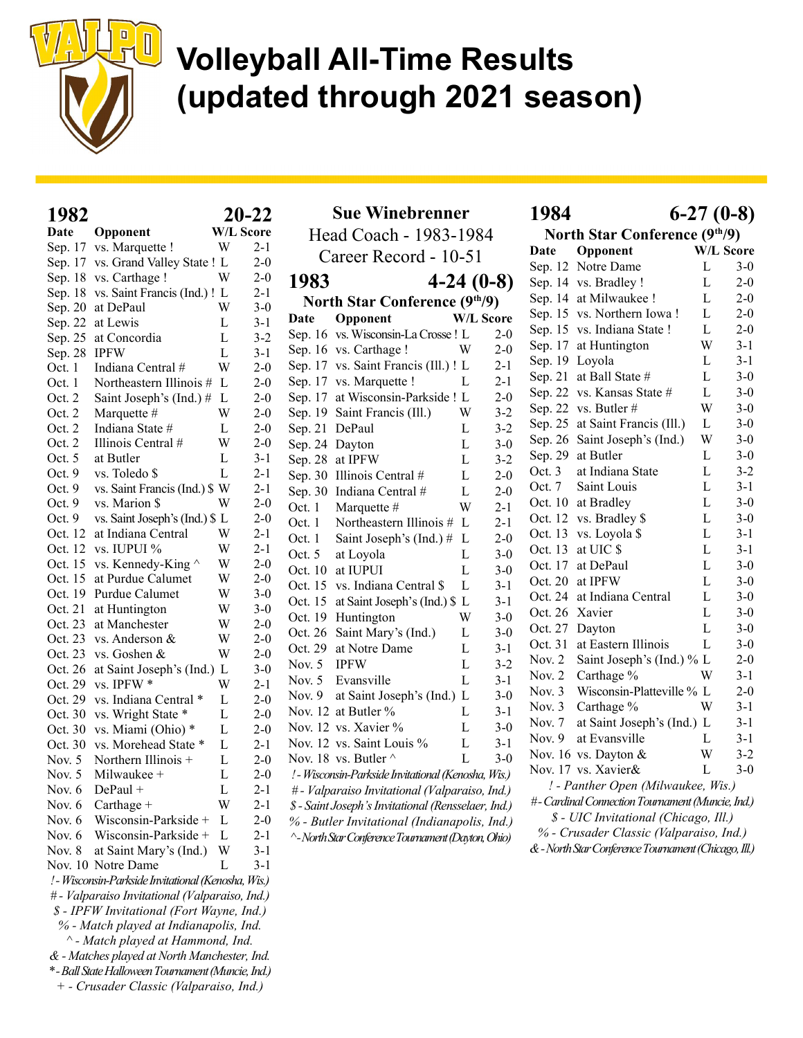# Volleyball All-Time Results (updated through 2021 season)

## 1982 — 20-22

| Date | Opponent | W/L | Score |
|---|---|---|---|
| Sep. 17 | vs. Marquette ! | W | 2-1 |
| Sep. 17 | vs. Grand Valley State ! | L | 2-0 |
| Sep. 18 | vs. Carthage ! | W | 2-0 |
| Sep. 18 | vs. Saint Francis (Ind.) ! | L | 2-1 |
| Sep. 20 | at DePaul | W | 3-0 |
| Sep. 22 | at Lewis | L | 3-1 |
| Sep. 25 | at Concordia | L | 3-2 |
| Sep. 28 | IPFW | L | 3-1 |
| Oct. 1 | Indiana Central # | W | 2-0 |
| Oct. 1 | Northeastern Illinois # | L | 2-0 |
| Oct. 2 | Saint Joseph's (Ind.) # | L | 2-0 |
| Oct. 2 | Marquette # | W | 2-0 |
| Oct. 2 | Indiana State # | L | 2-0 |
| Oct. 2 | Illinois Central # | W | 2-0 |
| Oct. 5 | at Butler | L | 3-1 |
| Oct. 9 | vs. Toledo $ | L | 2-1 |
| Oct. 9 | vs. Saint Francis (Ind.) $ | W | 2-1 |
| Oct. 9 | vs. Marion $ | W | 2-0 |
| Oct. 9 | vs. Saint Joseph's (Ind.) $ | L | 2-0 |
| Oct. 12 | at Indiana Central | W | 2-1 |
| Oct. 12 | vs. IUPUI % | W | 2-1 |
| Oct. 15 | vs. Kennedy-King ^ | W | 2-0 |
| Oct. 15 | at Purdue Calumet | W | 2-0 |
| Oct. 19 | Purdue Calumet | W | 3-0 |
| Oct. 21 | at Huntington | W | 3-0 |
| Oct. 23 | at Manchester | W | 2-0 |
| Oct. 23 | vs. Anderson & | W | 2-0 |
| Oct. 23 | vs. Goshen & | W | 2-0 |
| Oct. 26 | at Saint Joseph's (Ind.) | L | 3-0 |
| Oct. 29 | vs. IPFW * | W | 2-1 |
| Oct. 29 | vs. Indiana Central * | L | 2-0 |
| Oct. 30 | vs. Wright State * | L | 2-0 |
| Oct. 30 | vs. Miami (Ohio) * | L | 2-0 |
| Oct. 30 | vs. Morehead State * | L | 2-1 |
| Nov. 5 | Northern Illinois + | L | 2-0 |
| Nov. 5 | Milwaukee + | L | 2-0 |
| Nov. 6 | DePaul + | L | 2-1 |
| Nov. 6 | Carthage + | W | 2-1 |
| Nov. 6 | Wisconsin-Parkside + | L | 2-0 |
| Nov. 6 | Wisconsin-Parkside + | L | 2-1 |
| Nov. 8 | at Saint Mary's (Ind.) | W | 3-1 |
| Nov. 10 | Notre Dame | L | 3-1 |

*! - Wisconsin-Parkside Invitational (Kenosha, Wis.)*
*# - Valparaiso Invitational (Valparaiso, Ind.)*
*$ - IPFW Invitational (Fort Wayne, Ind.)*
*% - Match played at Indianapolis, Ind.*
*^ - Match played at Hammond, Ind.*
*& - Matches played at North Manchester, Ind.*
** - Ball State Halloween Tournament (Muncie, Ind.)*
*+ - Crusader Classic (Valparaiso, Ind.)*

## Sue Winebrenner
Head Coach - 1983-1984
Career Record - 10-51

## 1983 — 4-24 (0-8)
### North Star Conference (9th/9)

| Date | Opponent | W/L | Score |
|---|---|---|---|
| Sep. 16 | vs. Wisconsin-La Crosse ! | L | 2-0 |
| Sep. 16 | vs. Carthage ! | W | 2-0 |
| Sep. 17 | vs. Saint Francis (Ill.) ! | L | 2-1 |
| Sep. 17 | vs. Marquette ! | L | 2-1 |
| Sep. 17 | at Wisconsin-Parkside ! | L | 2-0 |
| Sep. 19 | Saint Francis (Ill.) | W | 3-2 |
| Sep. 21 | DePaul | L | 3-2 |
| Sep. 24 | Dayton | L | 3-0 |
| Sep. 28 | at IPFW | L | 3-2 |
| Sep. 30 | Illinois Central # | L | 2-0 |
| Sep. 30 | Indiana Central # | L | 2-0 |
| Oct. 1 | Marquette # | W | 2-1 |
| Oct. 1 | Northeastern Illinois # | L | 2-1 |
| Oct. 1 | Saint Joseph's (Ind.) # | L | 2-0 |
| Oct. 5 | at Loyola | L | 3-0 |
| Oct. 10 | at IUPUI | L | 3-0 |
| Oct. 15 | vs. Indiana Central $ | L | 3-1 |
| Oct. 15 | at Saint Joseph's (Ind.) $ | L | 3-1 |
| Oct. 19 | Huntington | W | 3-0 |
| Oct. 26 | Saint Mary's (Ind.) | L | 3-0 |
| Oct. 29 | at Notre Dame | L | 3-1 |
| Nov. 5 | IPFW | L | 3-2 |
| Nov. 5 | Evansville | L | 3-1 |
| Nov. 9 | at Saint Joseph's (Ind.) | L | 3-0 |
| Nov. 12 | at Butler % | L | 3-1 |
| Nov. 12 | vs. Xavier % | L | 3-0 |
| Nov. 12 | vs. Saint Louis % | L | 3-1 |
| Nov. 18 | vs. Butler ^ | L | 3-0 |

*! - Wisconsin-Parkside Invitational (Kenosha, Wis.)*
*# - Valparaiso Invitational (Valparaiso, Ind.)*
*$ - Saint Joseph's Invitational (Rensselaer, Ind.)*
*% - Butler Invitational (Indianapolis, Ind.)*
*^ - North Star Conference Tournament (Dayton, Ohio)*

## 1984 — 6-27 (0-8)
### North Star Conference (9th/9)

| Date | Opponent | W/L | Score |
|---|---|---|---|
| Sep. 12 | Notre Dame | L | 3-0 |
| Sep. 14 | vs. Bradley ! | L | 2-0 |
| Sep. 14 | at Milwaukee ! | L | 2-0 |
| Sep. 15 | vs. Northern Iowa ! | L | 2-0 |
| Sep. 15 | vs. Indiana State ! | L | 2-0 |
| Sep. 17 | at Huntington | W | 3-1 |
| Sep. 19 | Loyola | L | 3-1 |
| Sep. 21 | at Ball State # | L | 3-0 |
| Sep. 22 | vs. Kansas State # | L | 3-0 |
| Sep. 22 | vs. Butler # | W | 3-0 |
| Sep. 25 | at Saint Francis (Ill.) | L | 3-0 |
| Sep. 26 | Saint Joseph's (Ind.) | W | 3-0 |
| Sep. 29 | at Butler | L | 3-0 |
| Oct. 3 | at Indiana State | L | 3-2 |
| Oct. 7 | Saint Louis | L | 3-1 |
| Oct. 10 | at Bradley | L | 3-0 |
| Oct. 12 | vs. Bradley $ | L | 3-0 |
| Oct. 13 | vs. Loyola $ | L | 3-1 |
| Oct. 13 | at UIC $ | L | 3-1 |
| Oct. 17 | at DePaul | L | 3-0 |
| Oct. 20 | at IPFW | L | 3-0 |
| Oct. 24 | at Indiana Central | L | 3-0 |
| Oct. 26 | Xavier | L | 3-0 |
| Oct. 27 | Dayton | L | 3-0 |
| Oct. 31 | at Eastern Illinois | L | 3-0 |
| Nov. 2 | Saint Joseph's (Ind.) % | L | 2-0 |
| Nov. 2 | Carthage % | W | 3-1 |
| Nov. 3 | Wisconsin-Platteville % | L | 2-0 |
| Nov. 3 | Carthage % | W | 3-1 |
| Nov. 7 | at Saint Joseph's (Ind.) | L | 3-1 |
| Nov. 9 | at Evansville | L | 3-1 |
| Nov. 16 | vs. Dayton & | W | 3-2 |
| Nov. 17 | vs. Xavier& | L | 3-0 |

*! - Panther Open (Milwaukee, Wis.)*
*# - Cardinal Connection Tournament (Muncie, Ind.)*
*$ - UIC Invitational (Chicago, Ill.)*
*% - Crusader Classic (Valparaiso, Ind.)*
*& - North Star Conference Tournament (Chicago, Ill.)*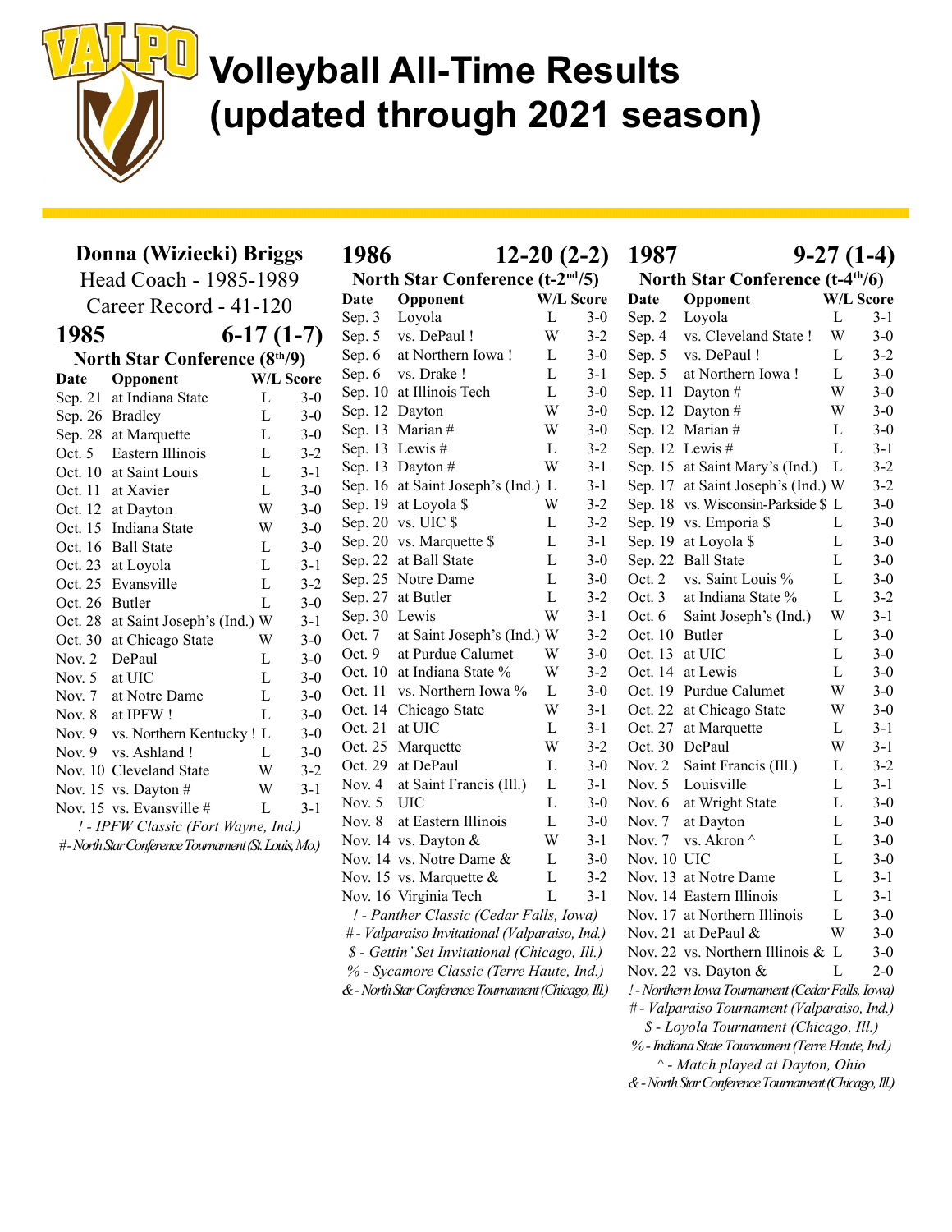# Volleyball All-Time Results (updated through 2021 season)

## Donna (Wiziecki) Briggs

Head Coach - 1985-1989

Career Record - 41-120

### 1985 — 6-17 (1-7)

North Star Conference (8th/9)

| Date | Opponent | W/L | Score |
|---|---|---|---|
| Sep. 21 | at Indiana State | L | 3-0 |
| Sep. 26 | Bradley | L | 3-0 |
| Sep. 28 | at Marquette | L | 3-0 |
| Oct. 5 | Eastern Illinois | L | 3-2 |
| Oct. 10 | at Saint Louis | L | 3-1 |
| Oct. 11 | at Xavier | L | 3-0 |
| Oct. 12 | at Dayton | W | 3-0 |
| Oct. 15 | Indiana State | W | 3-0 |
| Oct. 16 | Ball State | L | 3-0 |
| Oct. 23 | at Loyola | L | 3-1 |
| Oct. 25 | Evansville | L | 3-2 |
| Oct. 26 | Butler | L | 3-0 |
| Oct. 28 | at Saint Joseph's (Ind.) | W | 3-1 |
| Oct. 30 | at Chicago State | W | 3-0 |
| Nov. 2 | DePaul | L | 3-0 |
| Nov. 5 | at UIC | L | 3-0 |
| Nov. 7 | at Notre Dame | L | 3-0 |
| Nov. 8 | at IPFW ! | L | 3-0 |
| Nov. 9 | vs. Northern Kentucky ! | L | 3-0 |
| Nov. 9 | vs. Ashland ! | L | 3-0 |
| Nov. 10 | Cleveland State | W | 3-2 |
| Nov. 15 | vs. Dayton # | W | 3-1 |
| Nov. 15 | vs. Evansville # | L | 3-1 |

*! - IPFW Classic (Fort Wayne, Ind.)*

*# - North Star Conference Tournament (St. Louis, Mo.)*

### 1986 — 12-20 (2-2)

North Star Conference (t-2nd/5)

| Date | Opponent | W/L | Score |
|---|---|---|---|
| Sep. 3 | Loyola | L | 3-0 |
| Sep. 5 | vs. DePaul ! | W | 3-2 |
| Sep. 6 | at Northern Iowa ! | L | 3-0 |
| Sep. 6 | vs. Drake ! | L | 3-1 |
| Sep. 10 | at Illinois Tech | L | 3-0 |
| Sep. 12 | Dayton | W | 3-0 |
| Sep. 13 | Marian # | W | 3-0 |
| Sep. 13 | Lewis # | L | 3-2 |
| Sep. 13 | Dayton # | W | 3-1 |
| Sep. 16 | at Saint Joseph's (Ind.) | L | 3-1 |
| Sep. 19 | at Loyola $ | W | 3-2 |
| Sep. 20 | vs. UIC $ | L | 3-2 |
| Sep. 20 | vs. Marquette $ | L | 3-1 |
| Sep. 22 | at Ball State | L | 3-0 |
| Sep. 25 | Notre Dame | L | 3-0 |
| Sep. 27 | at Butler | L | 3-2 |
| Sep. 30 | Lewis | W | 3-1 |
| Oct. 7 | at Saint Joseph's (Ind.) | W | 3-2 |
| Oct. 9 | at Purdue Calumet | W | 3-0 |
| Oct. 10 | at Indiana State % | W | 3-2 |
| Oct. 11 | vs. Northern Iowa % | L | 3-0 |
| Oct. 14 | Chicago State | W | 3-1 |
| Oct. 21 | at UIC | L | 3-1 |
| Oct. 25 | Marquette | W | 3-2 |
| Oct. 29 | at DePaul | L | 3-0 |
| Nov. 4 | at Saint Francis (Ill.) | L | 3-1 |
| Nov. 5 | UIC | L | 3-0 |
| Nov. 8 | at Eastern Illinois | L | 3-0 |
| Nov. 14 | vs. Dayton & | W | 3-1 |
| Nov. 14 | vs. Notre Dame & | L | 3-0 |
| Nov. 15 | vs. Marquette & | L | 3-2 |
| Nov. 16 | Virginia Tech | L | 3-1 |

*! - Panther Classic (Cedar Falls, Iowa)*

*# - Valparaiso Invitational (Valparaiso, Ind.)*

*$ - Gettin' Set Invitational (Chicago, Ill.)*

*% - Sycamore Classic (Terre Haute, Ind.)*

*& - North Star Conference Tournament (Chicago, Ill.)*

### 1987 — 9-27 (1-4)

North Star Conference (t-4th/6)

| Date | Opponent | W/L | Score |
|---|---|---|---|
| Sep. 2 | Loyola | L | 3-1 |
| Sep. 4 | vs. Cleveland State ! | W | 3-0 |
| Sep. 5 | vs. DePaul ! | L | 3-2 |
| Sep. 5 | at Northern Iowa ! | L | 3-0 |
| Sep. 11 | Dayton # | W | 3-0 |
| Sep. 12 | Dayton # | W | 3-0 |
| Sep. 12 | Marian # | L | 3-0 |
| Sep. 12 | Lewis # | L | 3-1 |
| Sep. 15 | at Saint Mary's (Ind.) | L | 3-2 |
| Sep. 17 | at Saint Joseph's (Ind.) | W | 3-2 |
| Sep. 18 | vs. Wisconsin-Parkside $ | L | 3-0 |
| Sep. 19 | vs. Emporia $ | L | 3-0 |
| Sep. 19 | at Loyola $ | L | 3-0 |
| Sep. 22 | Ball State | L | 3-0 |
| Oct. 2 | vs. Saint Louis % | L | 3-0 |
| Oct. 3 | at Indiana State % | L | 3-2 |
| Oct. 6 | Saint Joseph's (Ind.) | W | 3-1 |
| Oct. 10 | Butler | L | 3-0 |
| Oct. 13 | at UIC | L | 3-0 |
| Oct. 14 | at Lewis | L | 3-0 |
| Oct. 19 | Purdue Calumet | W | 3-0 |
| Oct. 22 | at Chicago State | W | 3-0 |
| Oct. 27 | at Marquette | L | 3-1 |
| Oct. 30 | DePaul | W | 3-1 |
| Nov. 2 | Saint Francis (Ill.) | L | 3-2 |
| Nov. 5 | Louisville | L | 3-1 |
| Nov. 6 | at Wright State | L | 3-0 |
| Nov. 7 | at Dayton | L | 3-0 |
| Nov. 7 | vs. Akron ^ | L | 3-0 |
| Nov. 10 | UIC | L | 3-0 |
| Nov. 13 | at Notre Dame | L | 3-1 |
| Nov. 14 | Eastern Illinois | L | 3-1 |
| Nov. 17 | at Northern Illinois | L | 3-0 |
| Nov. 21 | at DePaul & | W | 3-0 |
| Nov. 22 | vs. Northern Illinois & | L | 3-0 |
| Nov. 22 | vs. Dayton & | L | 2-0 |

*! - Northern Iowa Tournament (Cedar Falls, Iowa)*

*# - Valparaiso Tournament (Valparaiso, Ind.)*

*$ - Loyola Tournament (Chicago, Ill.)*

*% - Indiana State Tournament (Terre Haute, Ind.)*

*^ - Match played at Dayton, Ohio*

*& - North Star Conference Tournament (Chicago, Ill.)*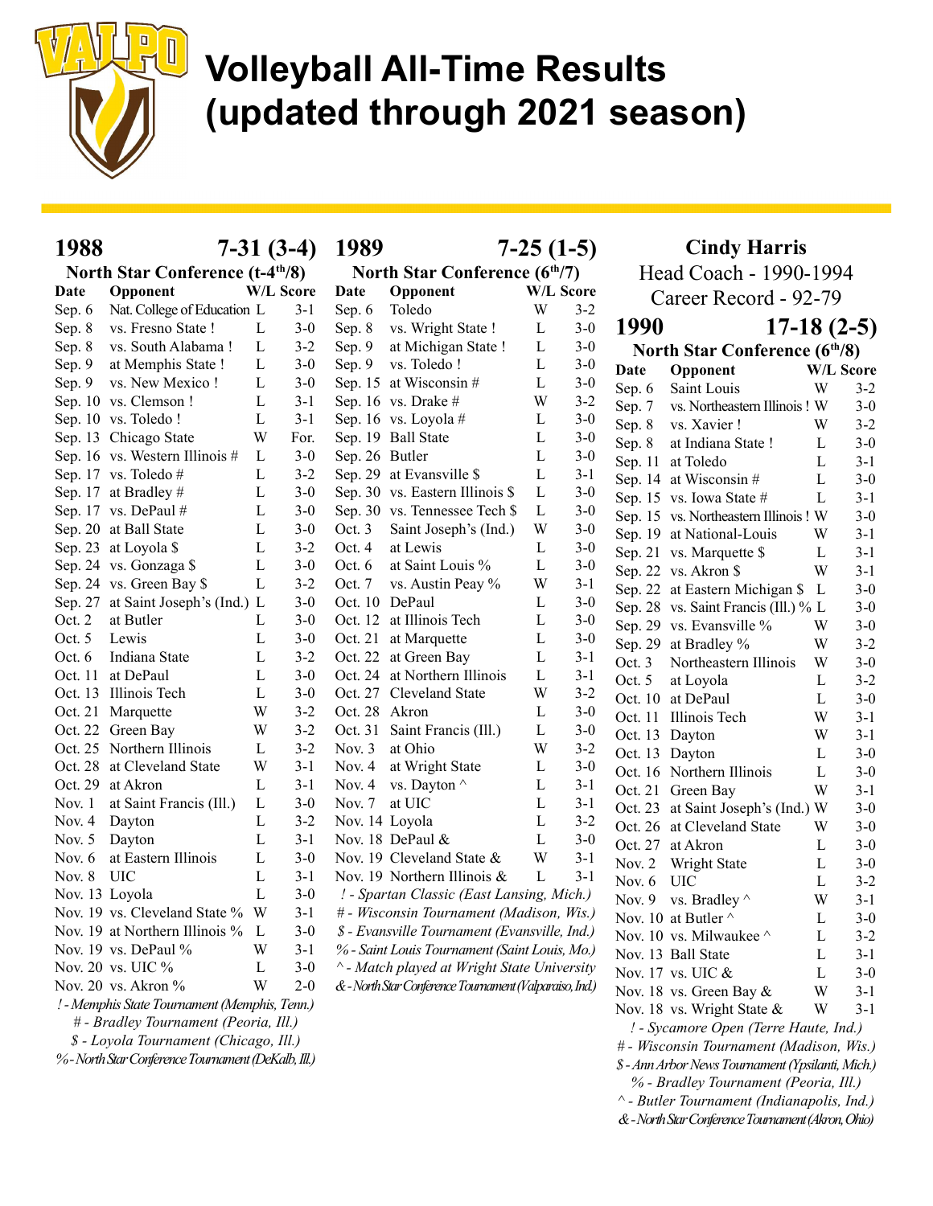# Volleyball All-Time Results (updated through 2021 season)

## 1988 — 7-31 (3-4)

**North Star Conference (t-4th/8)**

| Date | Opponent | W/L | Score |
|---|---|---|---|
| Sep. 6 | Nat. College of Education | L | 3-1 |
| Sep. 8 | vs. Fresno State ! | L | 3-0 |
| Sep. 8 | vs. South Alabama ! | L | 3-2 |
| Sep. 9 | at Memphis State ! | L | 3-0 |
| Sep. 9 | vs. New Mexico ! | L | 3-0 |
| Sep. 10 | vs. Clemson ! | L | 3-1 |
| Sep. 10 | vs. Toledo ! | L | 3-1 |
| Sep. 13 | Chicago State | W | For. |
| Sep. 16 | vs. Western Illinois # | L | 3-0 |
| Sep. 17 | vs. Toledo # | L | 3-2 |
| Sep. 17 | at Bradley # | L | 3-0 |
| Sep. 17 | vs. DePaul # | L | 3-0 |
| Sep. 20 | at Ball State | L | 3-0 |
| Sep. 23 | at Loyola $ | L | 3-2 |
| Sep. 24 | vs. Gonzaga $ | L | 3-0 |
| Sep. 24 | vs. Green Bay $ | L | 3-2 |
| Sep. 27 | at Saint Joseph's (Ind.) | L | 3-0 |
| Oct. 2 | at Butler | L | 3-0 |
| Oct. 5 | Lewis | L | 3-0 |
| Oct. 6 | Indiana State | L | 3-2 |
| Oct. 11 | at DePaul | L | 3-0 |
| Oct. 13 | Illinois Tech | L | 3-0 |
| Oct. 21 | Marquette | W | 3-2 |
| Oct. 22 | Green Bay | W | 3-2 |
| Oct. 25 | Northern Illinois | L | 3-2 |
| Oct. 28 | at Cleveland State | W | 3-1 |
| Oct. 29 | at Akron | L | 3-1 |
| Nov. 1 | at Saint Francis (Ill.) | L | 3-0 |
| Nov. 4 | Dayton | L | 3-2 |
| Nov. 5 | Dayton | L | 3-1 |
| Nov. 6 | at Eastern Illinois | L | 3-0 |
| Nov. 8 | UIC | L | 3-1 |
| Nov. 13 | Loyola | L | 3-0 |
| Nov. 19 | vs. Cleveland State % | W | 3-1 |
| Nov. 19 | at Northern Illinois % | L | 3-0 |
| Nov. 19 | vs. DePaul % | W | 3-1 |
| Nov. 20 | vs. UIC % | L | 3-0 |
| Nov. 20 | vs. Akron % | W | 2-0 |

*! - Memphis State Tournament (Memphis, Tenn.)*
*# - Bradley Tournament (Peoria, Ill.)*
*$ - Loyola Tournament (Chicago, Ill.)*
*% - North Star Conference Tournament (DeKalb, Ill.)*

## 1989 — 7-25 (1-5)

**North Star Conference (6th/7)**

| Date | Opponent | W/L | Score |
|---|---|---|---|
| Sep. 6 | Toledo | W | 3-2 |
| Sep. 8 | vs. Wright State ! | L | 3-0 |
| Sep. 9 | at Michigan State ! | L | 3-0 |
| Sep. 9 | vs. Toledo ! | L | 3-0 |
| Sep. 15 | at Wisconsin # | L | 3-0 |
| Sep. 16 | vs. Drake # | W | 3-2 |
| Sep. 16 | vs. Loyola # | L | 3-0 |
| Sep. 19 | Ball State | L | 3-0 |
| Sep. 26 | Butler | L | 3-0 |
| Sep. 29 | at Evansville $ | L | 3-1 |
| Sep. 30 | vs. Eastern Illinois $ | L | 3-0 |
| Sep. 30 | vs. Tennessee Tech $ | L | 3-0 |
| Oct. 3 | Saint Joseph's (Ind.) | W | 3-0 |
| Oct. 4 | at Lewis | L | 3-0 |
| Oct. 6 | at Saint Louis % | L | 3-0 |
| Oct. 7 | vs. Austin Peay % | W | 3-1 |
| Oct. 10 | DePaul | L | 3-0 |
| Oct. 12 | at Illinois Tech | L | 3-0 |
| Oct. 21 | at Marquette | L | 3-0 |
| Oct. 22 | at Green Bay | L | 3-1 |
| Oct. 24 | at Northern Illinois | L | 3-1 |
| Oct. 27 | Cleveland State | W | 3-2 |
| Oct. 28 | Akron | L | 3-0 |
| Oct. 31 | Saint Francis (Ill.) | L | 3-0 |
| Nov. 3 | at Ohio | W | 3-2 |
| Nov. 4 | at Wright State | L | 3-0 |
| Nov. 4 | vs. Dayton ^ | L | 3-1 |
| Nov. 7 | at UIC | L | 3-1 |
| Nov. 14 | Loyola | L | 3-2 |
| Nov. 18 | DePaul & | L | 3-0 |
| Nov. 19 | Cleveland State & | W | 3-1 |
| Nov. 19 | Northern Illinois & | L | 3-1 |

*! - Spartan Classic (East Lansing, Mich.)*
*# - Wisconsin Tournament (Madison, Wis.)*
*$ - Evansville Tournament (Evansville, Ind.)*
*% - Saint Louis Tournament (Saint Louis, Mo.)*
*^ - Match played at Wright State University*
*& - North Star Conference Tournament (Valparaiso, Ind.)*

## Cindy Harris

Head Coach - 1990-1994
Career Record - 92-79

## 1990 — 17-18 (2-5)

**North Star Conference (6th/8)**

| Date | Opponent | W/L | Score |
|---|---|---|---|
| Sep. 6 | Saint Louis | W | 3-2 |
| Sep. 7 | vs. Northeastern Illinois ! | W | 3-0 |
| Sep. 8 | vs. Xavier ! | W | 3-2 |
| Sep. 8 | at Indiana State ! | L | 3-0 |
| Sep. 11 | at Toledo | L | 3-1 |
| Sep. 14 | at Wisconsin # | L | 3-0 |
| Sep. 15 | vs. Iowa State # | L | 3-1 |
| Sep. 15 | vs. Northeastern Illinois ! | W | 3-0 |
| Sep. 19 | at National-Louis | W | 3-1 |
| Sep. 21 | vs. Marquette $ | L | 3-1 |
| Sep. 22 | vs. Akron $ | W | 3-1 |
| Sep. 22 | at Eastern Michigan $ | L | 3-0 |
| Sep. 28 | vs. Saint Francis (Ill.) % | L | 3-0 |
| Sep. 29 | vs. Evansville % | W | 3-0 |
| Sep. 29 | at Bradley % | W | 3-2 |
| Oct. 3 | Northeastern Illinois | W | 3-0 |
| Oct. 5 | at Loyola | L | 3-2 |
| Oct. 10 | at DePaul | L | 3-0 |
| Oct. 11 | Illinois Tech | W | 3-1 |
| Oct. 13 | Dayton | W | 3-1 |
| Oct. 13 | Dayton | L | 3-0 |
| Oct. 16 | Northern Illinois | L | 3-0 |
| Oct. 21 | Green Bay | W | 3-1 |
| Oct. 23 | at Saint Joseph's (Ind.) | W | 3-0 |
| Oct. 26 | at Cleveland State | W | 3-0 |
| Oct. 27 | at Akron | L | 3-0 |
| Nov. 2 | Wright State | L | 3-0 |
| Nov. 6 | UIC | L | 3-2 |
| Nov. 9 | vs. Bradley ^ | W | 3-1 |
| Nov. 10 | at Butler ^ | L | 3-0 |
| Nov. 10 | vs. Milwaukee ^ | L | 3-2 |
| Nov. 13 | Ball State | L | 3-1 |
| Nov. 17 | vs. UIC & | L | 3-0 |
| Nov. 18 | vs. Green Bay & | W | 3-1 |
| Nov. 18 | vs. Wright State & | W | 3-1 |

*! - Sycamore Open (Terre Haute, Ind.)*
*# - Wisconsin Tournament (Madison, Wis.)*
*$ - Ann Arbor News Tournament (Ypsilanti, Mich.)*
*% - Bradley Tournament (Peoria, Ill.)*
*^ - Butler Tournament (Indianapolis, Ind.)*
*& - North Star Conference Tournament (Akron, Ohio)*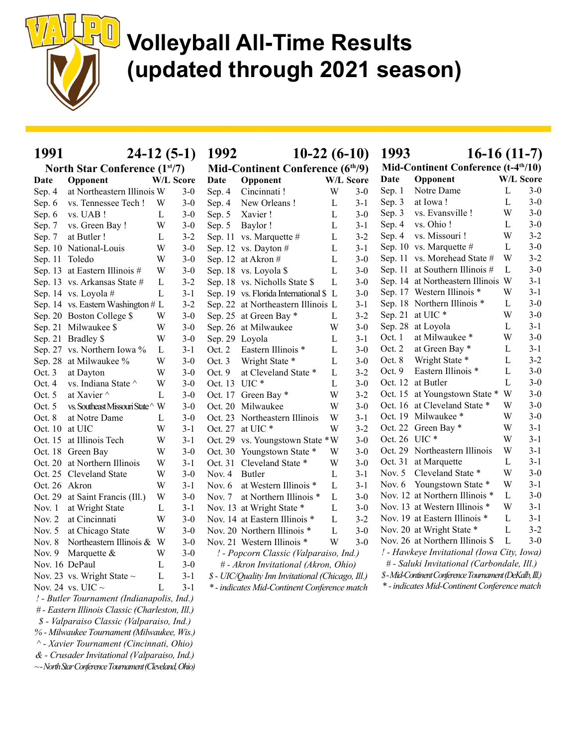# Volleyball All-Time Results (updated through 2021 season)

## 1991 — 24-12 (5-1)

### North Star Conference (1st/7)

| Date | Opponent | W/L | Score |
|---|---|---|---|
| Sep. 4 | at Northeastern Illinois | W | 3-0 |
| Sep. 6 | vs. Tennessee Tech ! | W | 3-0 |
| Sep. 6 | vs. UAB ! | L | 3-0 |
| Sep. 7 | vs. Green Bay ! | W | 3-0 |
| Sep. 7 | at Butler ! | L | 3-2 |
| Sep. 10 | National-Louis | W | 3-0 |
| Sep. 11 | Toledo | W | 3-0 |
| Sep. 13 | at Eastern Illinois # | W | 3-0 |
| Sep. 13 | vs. Arkansas State # | L | 3-2 |
| Sep. 14 | vs. Loyola # | L | 3-1 |
| Sep. 14 | vs. Eastern Washington # | L | 3-2 |
| Sep. 20 | Boston College $ | W | 3-0 |
| Sep. 21 | Milwaukee $ | W | 3-0 |
| Sep. 21 | Bradley $ | W | 3-0 |
| Sep. 27 | vs. Northern Iowa % | L | 3-1 |
| Sep. 28 | at Milwaukee % | W | 3-0 |
| Oct. 3 | at Dayton | W | 3-0 |
| Oct. 4 | vs. Indiana State ^ | W | 3-0 |
| Oct. 5 | at Xavier ^ | L | 3-0 |
| Oct. 5 | vs. Southeast Missouri State ^ | W | 3-0 |
| Oct. 8 | at Notre Dame | L | 3-0 |
| Oct. 10 | at UIC | W | 3-1 |
| Oct. 15 | at Illinois Tech | W | 3-1 |
| Oct. 18 | Green Bay | W | 3-0 |
| Oct. 20 | at Northern Illinois | W | 3-1 |
| Oct. 25 | Cleveland State | W | 3-0 |
| Oct. 26 | Akron | W | 3-1 |
| Oct. 29 | at Saint Francis (Ill.) | W | 3-0 |
| Nov. 1 | at Wright State | L | 3-1 |
| Nov. 2 | at Cincinnati | W | 3-0 |
| Nov. 5 | at Chicago State | W | 3-0 |
| Nov. 8 | Northeastern Illinois & | W | 3-0 |
| Nov. 9 | Marquette & | W | 3-0 |
| Nov. 16 | DePaul | L | 3-0 |
| Nov. 23 | vs. Wright State ~ | L | 3-1 |
| Nov. 24 | vs. UIC ~ | L | 3-1 |

*! - Butler Tournament (Indianapolis, Ind.)*
*# - Eastern Illinois Classic (Charleston, Ill.)*
*$ - Valparaiso Classic (Valparaiso, Ind.)*
*% - Milwaukee Tournament (Milwaukee, Wis.)*
*^ - Xavier Tournament (Cincinnati, Ohio)*
*& - Crusader Invitational (Valparaiso, Ind.)*
*~ - North Star Conference Tournament (Cleveland, Ohio)*

## 1992 — 10-22 (6-10)

### Mid-Continent Conference (6th/9)

| Date | Opponent | W/L | Score |
|---|---|---|---|
| Sep. 4 | Cincinnati ! | W | 3-0 |
| Sep. 4 | New Orleans ! | L | 3-1 |
| Sep. 5 | Xavier ! | L | 3-0 |
| Sep. 5 | Baylor ! | L | 3-1 |
| Sep. 11 | vs. Marquette # | L | 3-2 |
| Sep. 12 | vs. Dayton # | L | 3-1 |
| Sep. 12 | at Akron # | L | 3-0 |
| Sep. 18 | vs. Loyola $ | L | 3-0 |
| Sep. 18 | vs. Nicholls State $ | L | 3-0 |
| Sep. 19 | vs. Florida International $ | L | 3-0 |
| Sep. 22 | at Northeastern Illinois | L | 3-1 |
| Sep. 25 | at Green Bay * | L | 3-2 |
| Sep. 26 | at Milwaukee | W | 3-0 |
| Sep. 29 | Loyola | L | 3-1 |
| Oct. 2 | Eastern Illinois * | L | 3-0 |
| Oct. 3 | Wright State * | L | 3-0 |
| Oct. 9 | at Cleveland State * | L | 3-2 |
| Oct. 13 | UIC * | L | 3-0 |
| Oct. 17 | Green Bay * | W | 3-2 |
| Oct. 20 | Milwaukee | W | 3-0 |
| Oct. 23 | Northeastern Illinois | W | 3-1 |
| Oct. 27 | at UIC * | W | 3-2 |
| Oct. 29 | vs. Youngstown State * | W | 3-0 |
| Oct. 30 | Youngstown State * | W | 3-0 |
| Oct. 31 | Cleveland State * | W | 3-0 |
| Nov. 4 | Butler | L | 3-1 |
| Nov. 6 | at Western Illinois * | L | 3-1 |
| Nov. 7 | at Northern Illinois * | L | 3-0 |
| Nov. 13 | at Wright State * | L | 3-0 |
| Nov. 14 | at Eastern Illinois * | L | 3-2 |
| Nov. 20 | Northern Illinois * | L | 3-0 |
| Nov. 21 | Western Illinois * | W | 3-0 |

*! - Popcorn Classic (Valparaiso, Ind.)*
*# - Akron Invitational (Akron, Ohio)*
*$ - UIC/Quality Inn Invitational (Chicago, Ill.)*
*\* - indicates Mid-Continent Conference match*

## 1993 — 16-16 (11-7)

### Mid-Continent Conference (t-4th/10)

| Date | Opponent | W/L | Score |
|---|---|---|---|
| Sep. 1 | Notre Dame | L | 3-0 |
| Sep. 3 | at Iowa ! | L | 3-0 |
| Sep. 3 | vs. Evansville ! | W | 3-0 |
| Sep. 4 | vs. Ohio ! | L | 3-0 |
| Sep. 4 | vs. Missouri ! | W | 3-2 |
| Sep. 10 | vs. Marquette # | L | 3-0 |
| Sep. 11 | vs. Morehead State # | W | 3-2 |
| Sep. 11 | at Southern Illinois # | L | 3-0 |
| Sep. 14 | at Northeastern Illinois | W | 3-1 |
| Sep. 17 | Western Illinois * | W | 3-1 |
| Sep. 18 | Northern Illinois * | L | 3-0 |
| Sep. 21 | at UIC * | W | 3-0 |
| Sep. 28 | at Loyola | L | 3-1 |
| Oct. 1 | at Milwaukee * | W | 3-0 |
| Oct. 2 | at Green Bay * | L | 3-1 |
| Oct. 8 | Wright State * | L | 3-2 |
| Oct. 9 | Eastern Illinois * | L | 3-0 |
| Oct. 12 | at Butler | L | 3-0 |
| Oct. 15 | at Youngstown State * | W | 3-0 |
| Oct. 16 | at Cleveland State * | W | 3-0 |
| Oct. 19 | Milwaukee * | W | 3-0 |
| Oct. 22 | Green Bay * | W | 3-1 |
| Oct. 26 | UIC * | W | 3-1 |
| Oct. 29 | Northeastern Illinois | W | 3-1 |
| Oct. 31 | at Marquette | L | 3-1 |
| Nov. 5 | Cleveland State * | W | 3-0 |
| Nov. 6 | Youngstown State * | W | 3-1 |
| Nov. 12 | at Northern Illinois * | L | 3-0 |
| Nov. 13 | at Western Illinois * | W | 3-1 |
| Nov. 19 | at Eastern Illinois * | L | 3-1 |
| Nov. 20 | at Wright State * | L | 3-2 |
| Nov. 26 | at Northern Illinois $ | L | 3-0 |

*! - Hawkeye Invitational (Iowa City, Iowa)*
*# - Saluki Invitational (Carbondale, Ill.)*
*$ - Mid-Continent Conference Tournament (DeKalb, Ill.)*
*\* - indicates Mid-Continent Conference match*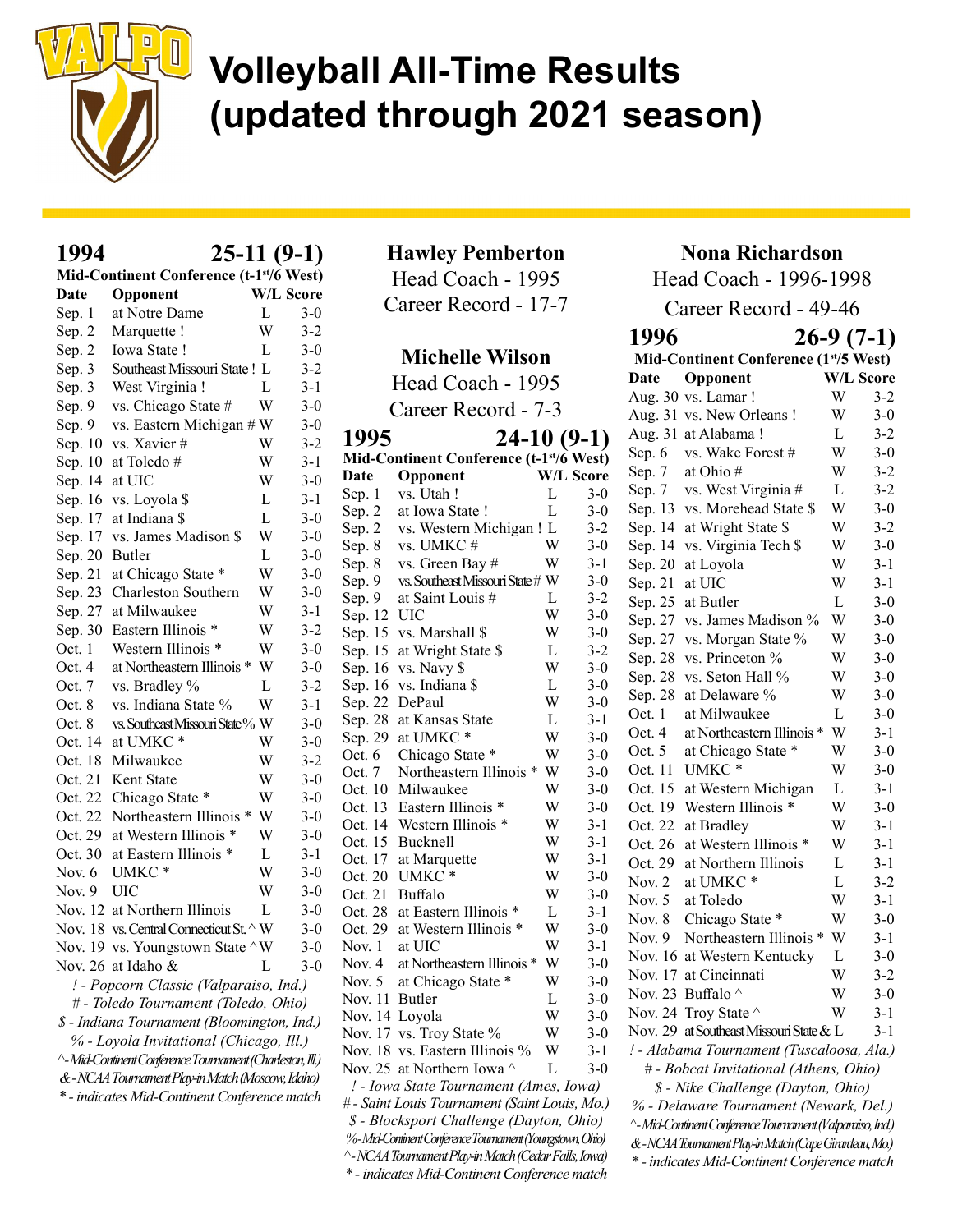# Volleyball All-Time Results (updated through 2021 season)

## 1994 — 25-11 (9-1)

**Mid-Continent Conference (t-1st/6 West)**

| Date | Opponent | W/L | Score |
|---|---|---|---|
| Sep. 1 | at Notre Dame | L | 3-0 |
| Sep. 2 | Marquette ! | W | 3-2 |
| Sep. 2 | Iowa State ! | L | 3-0 |
| Sep. 3 | Southeast Missouri State ! | L | 3-2 |
| Sep. 3 | West Virginia ! | L | 3-1 |
| Sep. 9 | vs. Chicago State # | W | 3-0 |
| Sep. 9 | vs. Eastern Michigan # | W | 3-0 |
| Sep. 10 | vs. Xavier # | W | 3-2 |
| Sep. 10 | at Toledo # | W | 3-1 |
| Sep. 14 | at UIC | W | 3-0 |
| Sep. 16 | vs. Loyola $ | L | 3-1 |
| Sep. 17 | at Indiana $ | L | 3-0 |
| Sep. 17 | vs. James Madison $ | W | 3-0 |
| Sep. 20 | Butler | L | 3-0 |
| Sep. 21 | at Chicago State * | W | 3-0 |
| Sep. 23 | Charleston Southern | W | 3-0 |
| Sep. 27 | at Milwaukee | W | 3-1 |
| Sep. 30 | Eastern Illinois * | W | 3-2 |
| Oct. 1 | Western Illinois * | W | 3-0 |
| Oct. 4 | at Northeastern Illinois * | W | 3-0 |
| Oct. 7 | vs. Bradley % | L | 3-2 |
| Oct. 8 | vs. Indiana State % | W | 3-1 |
| Oct. 8 | vs. Southeast Missouri State % | W | 3-0 |
| Oct. 14 | at UMKC * | W | 3-0 |
| Oct. 18 | Milwaukee | W | 3-2 |
| Oct. 21 | Kent State | W | 3-0 |
| Oct. 22 | Chicago State * | W | 3-0 |
| Oct. 22 | Northeastern Illinois * | W | 3-0 |
| Oct. 29 | at Western Illinois * | W | 3-0 |
| Oct. 30 | at Eastern Illinois * | L | 3-1 |
| Nov. 6 | UMKC * | W | 3-0 |
| Nov. 9 | UIC | W | 3-0 |
| Nov. 12 | at Northern Illinois | L | 3-0 |
| Nov. 18 | vs. Central Connecticut St. ^ | W | 3-0 |
| Nov. 19 | vs. Youngstown State ^ | W | 3-0 |
| Nov. 26 | at Idaho & | L | 3-0 |

*! - Popcorn Classic (Valparaiso, Ind.)*
*# - Toledo Tournament (Toledo, Ohio)*
*$ - Indiana Tournament (Bloomington, Ind.)*
*% - Loyola Invitational (Chicago, Ill.)*
*^ - Mid-Continent Conference Tournament (Charleston, Ill.)*
*& - NCAA Tournament Play-in Match (Moscow, Idaho)*
*\* - indicates Mid-Continent Conference match*

## Hawley Pemberton

Head Coach - 1995

Career Record - 17-7

## Michelle Wilson

Head Coach - 1995

Career Record - 7-3

## 1995 — 24-10 (9-1)

**Mid-Continent Conference (t-1st/6 West)**

| Date | Opponent | W/L | Score |
|---|---|---|---|
| Sep. 1 | vs. Utah ! | L | 3-0 |
| Sep. 2 | at Iowa State ! | L | 3-0 |
| Sep. 2 | vs. Western Michigan ! | L | 3-2 |
| Sep. 8 | vs. UMKC # | W | 3-0 |
| Sep. 8 | vs. Green Bay # | W | 3-1 |
| Sep. 9 | vs. Southeast Missouri State # | W | 3-0 |
| Sep. 9 | at Saint Louis # | L | 3-2 |
| Sep. 12 | UIC | W | 3-0 |
| Sep. 15 | vs. Marshall $ | W | 3-0 |
| Sep. 15 | at Wright State $ | L | 3-2 |
| Sep. 16 | vs. Navy $ | W | 3-0 |
| Sep. 16 | vs. Indiana $ | L | 3-0 |
| Sep. 22 | DePaul | W | 3-0 |
| Sep. 28 | at Kansas State | L | 3-1 |
| Sep. 29 | at UMKC * | W | 3-0 |
| Oct. 6 | Chicago State * | W | 3-0 |
| Oct. 7 | Northeastern Illinois * | W | 3-0 |
| Oct. 10 | Milwaukee | W | 3-0 |
| Oct. 13 | Eastern Illinois * | W | 3-0 |
| Oct. 14 | Western Illinois * | W | 3-1 |
| Oct. 15 | Bucknell | W | 3-1 |
| Oct. 17 | at Marquette | W | 3-1 |
| Oct. 20 | UMKC * | W | 3-0 |
| Oct. 21 | Buffalo | W | 3-0 |
| Oct. 28 | at Eastern Illinois * | L | 3-1 |
| Oct. 29 | at Western Illinois * | W | 3-0 |
| Nov. 1 | at UIC | W | 3-1 |
| Nov. 4 | at Northeastern Illinois * | W | 3-0 |
| Nov. 5 | at Chicago State * | W | 3-0 |
| Nov. 11 | Butler | L | 3-0 |
| Nov. 14 | Loyola | W | 3-0 |
| Nov. 17 | vs. Troy State % | W | 3-0 |
| Nov. 18 | vs. Eastern Illinois % | W | 3-1 |
| Nov. 25 | at Northern Iowa ^ | L | 3-0 |

*! - Iowa State Tournament (Ames, Iowa)*
*# - Saint Louis Tournament (Saint Louis, Mo.)*
*$ - Blocksport Challenge (Dayton, Ohio)*
*% - Mid-Continent Conference Tournament (Youngstown, Ohio)*
*^ - NCAA Tournament Play-in Match (Cedar Falls, Iowa)*
*\* - indicates Mid-Continent Conference match*

## Nona Richardson

Head Coach - 1996-1998

Career Record - 49-46

## 1996 — 26-9 (7-1)

**Mid-Continent Conference (1st/5 West)**

| Date | Opponent | W/L | Score |
|---|---|---|---|
| Aug. 30 | vs. Lamar ! | W | 3-2 |
| Aug. 31 | vs. New Orleans ! | W | 3-0 |
| Aug. 31 | at Alabama ! | L | 3-2 |
| Sep. 6 | vs. Wake Forest # | W | 3-0 |
| Sep. 7 | at Ohio # | W | 3-2 |
| Sep. 7 | vs. West Virginia # | L | 3-2 |
| Sep. 13 | vs. Morehead State $ | W | 3-0 |
| Sep. 14 | at Wright State $ | W | 3-2 |
| Sep. 14 | vs. Virginia Tech $ | W | 3-0 |
| Sep. 20 | at Loyola | W | 3-1 |
| Sep. 21 | at UIC | W | 3-1 |
| Sep. 25 | at Butler | L | 3-0 |
| Sep. 27 | vs. James Madison % | W | 3-0 |
| Sep. 27 | vs. Morgan State % | W | 3-0 |
| Sep. 28 | vs. Princeton % | W | 3-0 |
| Sep. 28 | vs. Seton Hall % | W | 3-0 |
| Sep. 28 | at Delaware % | W | 3-0 |
| Oct. 1 | at Milwaukee | L | 3-0 |
| Oct. 4 | at Northeastern Illinois * | W | 3-1 |
| Oct. 5 | at Chicago State * | W | 3-0 |
| Oct. 11 | UMKC * | W | 3-0 |
| Oct. 15 | at Western Michigan | L | 3-1 |
| Oct. 19 | Western Illinois * | W | 3-0 |
| Oct. 22 | at Bradley | W | 3-1 |
| Oct. 26 | at Western Illinois * | W | 3-1 |
| Oct. 29 | at Northern Illinois | L | 3-1 |
| Nov. 2 | at UMKC * | L | 3-2 |
| Nov. 5 | at Toledo | W | 3-1 |
| Nov. 8 | Chicago State * | W | 3-0 |
| Nov. 9 | Northeastern Illinois * | W | 3-1 |
| Nov. 16 | at Western Kentucky | L | 3-0 |
| Nov. 17 | at Cincinnati | W | 3-2 |
| Nov. 23 | Buffalo ^ | W | 3-0 |
| Nov. 24 | Troy State ^ | W | 3-1 |
| Nov. 29 | at Southeast Missouri State & | L | 3-1 |

*! - Alabama Tournament (Tuscaloosa, Ala.)*
*# - Bobcat Invitational (Athens, Ohio)*
*$ - Nike Challenge (Dayton, Ohio)*
*% - Delaware Tournament (Newark, Del.)*
*^ - Mid-Continent Conference Tournament (Valparaiso, Ind.)*
*& - NCAA Tournament Play-in Match (Cape Girardeau, Mo.)*
*\* - indicates Mid-Continent Conference match*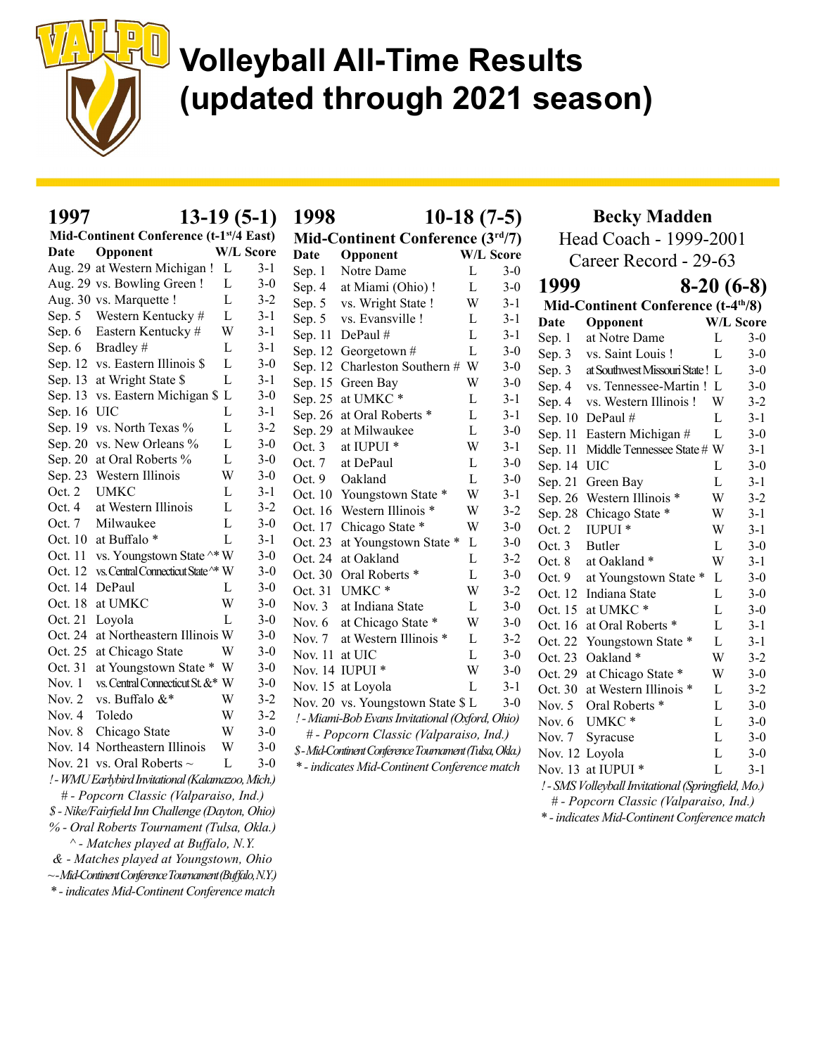# Volleyball All-Time Results (updated through 2021 season)

## 1997 — 13-19 (5-1)

**Mid-Continent Conference (t-1st/4 East)**

| Date | Opponent | W/L | Score |
|---|---|---|---|
| Aug. 29 | at Western Michigan ! | L | 3-1 |
| Aug. 29 | vs. Bowling Green ! | L | 3-0 |
| Aug. 30 | vs. Marquette ! | L | 3-2 |
| Sep. 5 | Western Kentucky # | L | 3-1 |
| Sep. 6 | Eastern Kentucky # | W | 3-1 |
| Sep. 6 | Bradley # | L | 3-1 |
| Sep. 12 | vs. Eastern Illinois $ | L | 3-0 |
| Sep. 13 | at Wright State $ | L | 3-1 |
| Sep. 13 | vs. Eastern Michigan $ | L | 3-0 |
| Sep. 16 | UIC | L | 3-1 |
| Sep. 19 | vs. North Texas % | L | 3-2 |
| Sep. 20 | vs. New Orleans % | L | 3-0 |
| Sep. 20 | at Oral Roberts % | L | 3-0 |
| Sep. 23 | Western Illinois | W | 3-0 |
| Oct. 2 | UMKC | L | 3-1 |
| Oct. 4 | at Western Illinois | L | 3-2 |
| Oct. 7 | Milwaukee | L | 3-0 |
| Oct. 10 | at Buffalo * | L | 3-1 |
| Oct. 11 | vs. Youngstown State ^* | W | 3-0 |
| Oct. 12 | vs. Central Connecticut State ^* | W | 3-0 |
| Oct. 14 | DePaul | L | 3-0 |
| Oct. 18 | at UMKC | W | 3-0 |
| Oct. 21 | Loyola | L | 3-0 |
| Oct. 24 | at Northeastern Illinois | W | 3-0 |
| Oct. 25 | at Chicago State | W | 3-0 |
| Oct. 31 | at Youngstown State * | W | 3-0 |
| Nov. 1 | vs. Central Connecticut St. &* | W | 3-0 |
| Nov. 2 | vs. Buffalo &* | W | 3-2 |
| Nov. 4 | Toledo | W | 3-2 |
| Nov. 8 | Chicago State | W | 3-0 |
| Nov. 14 | Northeastern Illinois | W | 3-0 |
| Nov. 21 | vs. Oral Roberts ~ | L | 3-0 |

*! - WMU Earlybird Invitational (Kalamazoo, Mich.)*
*# - Popcorn Classic (Valparaiso, Ind.)*
*$ - Nike/Fairfield Inn Challenge (Dayton, Ohio)*
*% - Oral Roberts Tournament (Tulsa, Okla.)*
*^ - Matches played at Buffalo, N.Y.*
*& - Matches played at Youngstown, Ohio*
*~ - Mid-Continent Conference Tournament (Buffalo, N.Y.)*
** - indicates Mid-Continent Conference match*

## 1998 — 10-18 (7-5)

**Mid-Continent Conference (3rd/7)**

| Date | Opponent | W/L | Score |
|---|---|---|---|
| Sep. 1 | Notre Dame | L | 3-0 |
| Sep. 4 | at Miami (Ohio) ! | L | 3-0 |
| Sep. 5 | vs. Wright State ! | W | 3-1 |
| Sep. 5 | vs. Evansville ! | L | 3-1 |
| Sep. 11 | DePaul # | L | 3-1 |
| Sep. 12 | Georgetown # | L | 3-0 |
| Sep. 12 | Charleston Southern # | W | 3-0 |
| Sep. 15 | Green Bay | W | 3-0 |
| Sep. 25 | at UMKC * | L | 3-1 |
| Sep. 26 | at Oral Roberts * | L | 3-1 |
| Sep. 29 | at Milwaukee | L | 3-0 |
| Oct. 3 | at IUPUI * | W | 3-1 |
| Oct. 7 | at DePaul | L | 3-0 |
| Oct. 9 | Oakland | L | 3-0 |
| Oct. 10 | Youngstown State * | W | 3-1 |
| Oct. 16 | Western Illinois * | W | 3-2 |
| Oct. 17 | Chicago State * | W | 3-0 |
| Oct. 23 | at Youngstown State * | L | 3-0 |
| Oct. 24 | at Oakland | L | 3-2 |
| Oct. 30 | Oral Roberts * | L | 3-0 |
| Oct. 31 | UMKC * | W | 3-2 |
| Nov. 3 | at Indiana State | L | 3-0 |
| Nov. 6 | at Chicago State * | W | 3-0 |
| Nov. 7 | at Western Illinois * | L | 3-2 |
| Nov. 11 | at UIC | L | 3-0 |
| Nov. 14 | IUPUI * | W | 3-0 |
| Nov. 15 | at Loyola | L | 3-1 |
| Nov. 20 | vs. Youngstown State $ | L | 3-0 |

*! - Miami-Bob Evans Invitational (Oxford, Ohio)*
*# - Popcorn Classic (Valparaiso, Ind.)*
*$ - Mid-Continent Conference Tournament (Tulsa, Okla.)*
** - indicates Mid-Continent Conference match*

## Becky Madden

Head Coach - 1999-2001
Career Record - 29-63

## 1999 — 8-20 (6-8)

**Mid-Continent Conference (t-4th/8)**

| Date | Opponent | W/L | Score |
|---|---|---|---|
| Sep. 1 | at Notre Dame | L | 3-0 |
| Sep. 3 | vs. Saint Louis ! | L | 3-0 |
| Sep. 3 | at Southwest Missouri State ! | L | 3-0 |
| Sep. 4 | vs. Tennessee-Martin ! | L | 3-0 |
| Sep. 4 | vs. Western Illinois ! | W | 3-2 |
| Sep. 10 | DePaul # | L | 3-1 |
| Sep. 11 | Eastern Michigan # | L | 3-0 |
| Sep. 11 | Middle Tennessee State # | W | 3-1 |
| Sep. 14 | UIC | L | 3-0 |
| Sep. 21 | Green Bay | L | 3-1 |
| Sep. 26 | Western Illinois * | W | 3-2 |
| Sep. 28 | Chicago State * | W | 3-1 |
| Oct. 2 | IUPUI * | W | 3-1 |
| Oct. 3 | Butler | L | 3-0 |
| Oct. 8 | at Oakland * | W | 3-1 |
| Oct. 9 | at Youngstown State * | L | 3-0 |
| Oct. 12 | Indiana State | L | 3-0 |
| Oct. 15 | at UMKC * | L | 3-0 |
| Oct. 16 | at Oral Roberts * | L | 3-1 |
| Oct. 22 | Youngstown State * | L | 3-1 |
| Oct. 23 | Oakland * | W | 3-2 |
| Oct. 29 | at Chicago State * | W | 3-0 |
| Oct. 30 | at Western Illinois * | L | 3-2 |
| Nov. 5 | Oral Roberts * | L | 3-0 |
| Nov. 6 | UMKC * | L | 3-0 |
| Nov. 7 | Syracuse | L | 3-0 |
| Nov. 12 | Loyola | L | 3-0 |
| Nov. 13 | at IUPUI * | L | 3-1 |

*! - SMS Volleyball Invitational (Springfield, Mo.)*
*# - Popcorn Classic (Valparaiso, Ind.)*
** - indicates Mid-Continent Conference match*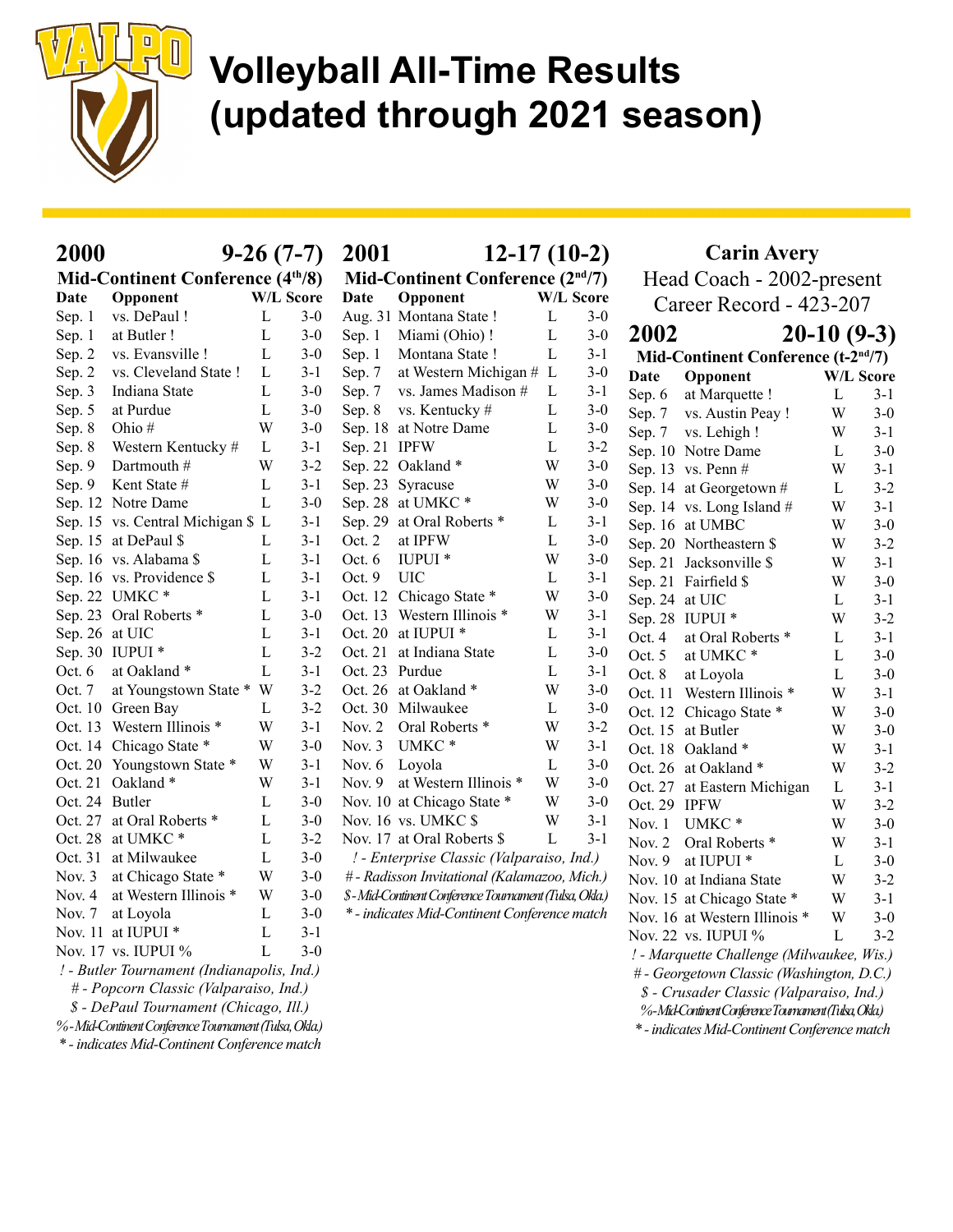# Volleyball All-Time Results (updated through 2021 season)

## 2000 — 9-26 (7-7)

### Mid-Continent Conference (4th/8)

| Date | Opponent | W/L | Score |
|---|---|---|---|
| Sep. 1 | vs. DePaul ! | L | 3-0 |
| Sep. 1 | at Butler ! | L | 3-0 |
| Sep. 2 | vs. Evansville ! | L | 3-0 |
| Sep. 2 | vs. Cleveland State ! | L | 3-1 |
| Sep. 3 | Indiana State | L | 3-0 |
| Sep. 5 | at Purdue | L | 3-0 |
| Sep. 8 | Ohio # | W | 3-0 |
| Sep. 8 | Western Kentucky # | L | 3-1 |
| Sep. 9 | Dartmouth # | W | 3-2 |
| Sep. 9 | Kent State # | L | 3-1 |
| Sep. 12 | Notre Dame | L | 3-0 |
| Sep. 15 | vs. Central Michigan $ | L | 3-1 |
| Sep. 15 | at DePaul $ | L | 3-1 |
| Sep. 16 | vs. Alabama $ | L | 3-1 |
| Sep. 16 | vs. Providence $ | L | 3-1 |
| Sep. 22 | UMKC * | L | 3-1 |
| Sep. 23 | Oral Roberts * | L | 3-0 |
| Sep. 26 | at UIC | L | 3-1 |
| Sep. 30 | IUPUI * | L | 3-2 |
| Oct. 6 | at Oakland * | L | 3-1 |
| Oct. 7 | at Youngstown State * | W | 3-2 |
| Oct. 10 | Green Bay | L | 3-2 |
| Oct. 13 | Western Illinois * | W | 3-1 |
| Oct. 14 | Chicago State * | W | 3-0 |
| Oct. 20 | Youngstown State * | W | 3-1 |
| Oct. 21 | Oakland * | W | 3-1 |
| Oct. 24 | Butler | L | 3-0 |
| Oct. 27 | at Oral Roberts * | L | 3-0 |
| Oct. 28 | at UMKC * | L | 3-2 |
| Oct. 31 | at Milwaukee | L | 3-0 |
| Nov. 3 | at Chicago State * | W | 3-0 |
| Nov. 4 | at Western Illinois * | W | 3-0 |
| Nov. 7 | at Loyola | L | 3-0 |
| Nov. 11 | at IUPUI * | L | 3-1 |
| Nov. 17 | vs. IUPUI % | L | 3-0 |

*! - Butler Tournament (Indianapolis, Ind.)*
*# - Popcorn Classic (Valparaiso, Ind.)*
*$ - DePaul Tournament (Chicago, Ill.)*
*% - Mid-Continent Conference Tournament (Tulsa, Okla.)*
** - indicates Mid-Continent Conference match*

## 2001 — 12-17 (10-2)

### Mid-Continent Conference (2nd/7)

| Date | Opponent | W/L | Score |
|---|---|---|---|
| Aug. 31 | Montana State ! | L | 3-0 |
| Sep. 1 | Miami (Ohio) ! | L | 3-0 |
| Sep. 1 | Montana State ! | L | 3-1 |
| Sep. 7 | at Western Michigan # | L | 3-0 |
| Sep. 7 | vs. James Madison # | L | 3-1 |
| Sep. 8 | vs. Kentucky # | L | 3-0 |
| Sep. 18 | at Notre Dame | L | 3-0 |
| Sep. 21 | IPFW | L | 3-2 |
| Sep. 22 | Oakland * | W | 3-0 |
| Sep. 23 | Syracuse | W | 3-0 |
| Sep. 28 | at UMKC * | W | 3-0 |
| Sep. 29 | at Oral Roberts * | L | 3-1 |
| Oct. 2 | at IPFW | L | 3-0 |
| Oct. 6 | IUPUI * | W | 3-0 |
| Oct. 9 | UIC | L | 3-1 |
| Oct. 12 | Chicago State * | W | 3-0 |
| Oct. 13 | Western Illinois * | W | 3-1 |
| Oct. 20 | at IUPUI * | L | 3-1 |
| Oct. 21 | at Indiana State | L | 3-0 |
| Oct. 23 | Purdue | L | 3-1 |
| Oct. 26 | at Oakland * | W | 3-0 |
| Oct. 30 | Milwaukee | L | 3-0 |
| Nov. 2 | Oral Roberts * | W | 3-2 |
| Nov. 3 | UMKC * | W | 3-1 |
| Nov. 6 | Loyola | L | 3-0 |
| Nov. 9 | at Western Illinois * | W | 3-0 |
| Nov. 10 | at Chicago State * | W | 3-0 |
| Nov. 16 | vs. UMKC $ | W | 3-1 |
| Nov. 17 | at Oral Roberts $ | L | 3-1 |

*! - Enterprise Classic (Valparaiso, Ind.)*
*# - Radisson Invitational (Kalamazoo, Mich.)*
*$ - Mid-Continent Conference Tournament (Tulsa, Okla.)*
** - indicates Mid-Continent Conference match*

## Carin Avery

Head Coach - 2002-present
Career Record - 423-207

## 2002 — 20-10 (9-3)

### Mid-Continent Conference (t-2nd/7)

| Date | Opponent | W/L | Score |
|---|---|---|---|
| Sep. 6 | at Marquette ! | L | 3-1 |
| Sep. 7 | vs. Austin Peay ! | W | 3-0 |
| Sep. 7 | vs. Lehigh ! | W | 3-1 |
| Sep. 10 | Notre Dame | L | 3-0 |
| Sep. 13 | vs. Penn # | W | 3-1 |
| Sep. 14 | at Georgetown # | L | 3-2 |
| Sep. 14 | vs. Long Island # | W | 3-1 |
| Sep. 16 | at UMBC | W | 3-0 |
| Sep. 20 | Northeastern $ | W | 3-2 |
| Sep. 21 | Jacksonville $ | W | 3-1 |
| Sep. 21 | Fairfield $ | W | 3-0 |
| Sep. 24 | at UIC | L | 3-1 |
| Sep. 28 | IUPUI * | W | 3-2 |
| Oct. 4 | at Oral Roberts * | L | 3-1 |
| Oct. 5 | at UMKC * | L | 3-0 |
| Oct. 8 | at Loyola | L | 3-0 |
| Oct. 11 | Western Illinois * | W | 3-1 |
| Oct. 12 | Chicago State * | W | 3-0 |
| Oct. 15 | at Butler | W | 3-0 |
| Oct. 18 | Oakland * | W | 3-1 |
| Oct. 26 | at Oakland * | W | 3-2 |
| Oct. 27 | at Eastern Michigan | L | 3-1 |
| Oct. 29 | IPFW | W | 3-2 |
| Nov. 1 | UMKC * | W | 3-0 |
| Nov. 2 | Oral Roberts * | W | 3-1 |
| Nov. 9 | at IUPUI * | L | 3-0 |
| Nov. 10 | at Indiana State | W | 3-2 |
| Nov. 15 | at Chicago State * | W | 3-1 |
| Nov. 16 | at Western Illinois * | W | 3-0 |
| Nov. 22 | vs. IUPUI % | L | 3-2 |

*! - Marquette Challenge (Milwaukee, Wis.)*
*# - Georgetown Classic (Washington, D.C.)*
*$ - Crusader Classic (Valparaiso, Ind.)*
*% - Mid-Continent Conference Tournament (Tulsa, Okla.)*
** - indicates Mid-Continent Conference match*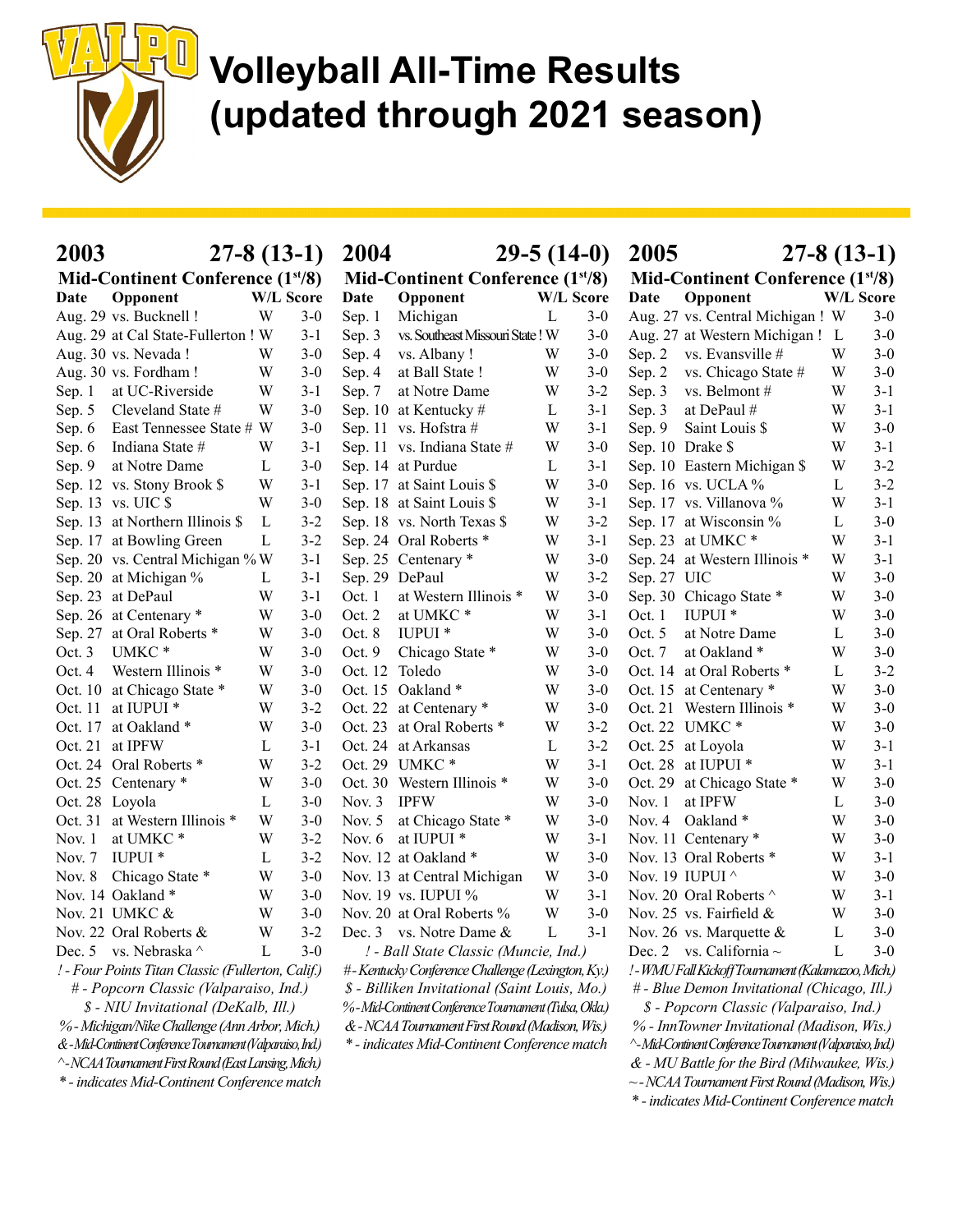# Volleyball All-Time Results (updated through 2021 season)

## 2003 — 27-8 (13-1)

### Mid-Continent Conference (1st/8)

| Date | Opponent | W/L | Score |
|---|---|---|---|
| Aug. 29 | vs. Bucknell ! | W | 3-0 |
| Aug. 29 | at Cal State-Fullerton ! | W | 3-1 |
| Aug. 30 | vs. Nevada ! | W | 3-0 |
| Aug. 30 | vs. Fordham ! | W | 3-0 |
| Sep. 1 | at UC-Riverside | W | 3-1 |
| Sep. 5 | Cleveland State # | W | 3-0 |
| Sep. 6 | East Tennessee State # | W | 3-0 |
| Sep. 6 | Indiana State # | W | 3-1 |
| Sep. 9 | at Notre Dame | L | 3-0 |
| Sep. 12 | vs. Stony Brook $ | W | 3-1 |
| Sep. 13 | vs. UIC $ | W | 3-0 |
| Sep. 13 | at Northern Illinois $ | L | 3-2 |
| Sep. 17 | at Bowling Green | L | 3-2 |
| Sep. 20 | vs. Central Michigan % | W | 3-1 |
| Sep. 20 | at Michigan % | L | 3-1 |
| Sep. 23 | at DePaul | W | 3-1 |
| Sep. 26 | at Centenary * | W | 3-0 |
| Sep. 27 | at Oral Roberts * | W | 3-0 |
| Oct. 3 | UMKC * | W | 3-0 |
| Oct. 4 | Western Illinois * | W | 3-0 |
| Oct. 10 | at Chicago State * | W | 3-0 |
| Oct. 11 | at IUPUI * | W | 3-2 |
| Oct. 17 | at Oakland * | W | 3-0 |
| Oct. 21 | at IPFW | L | 3-1 |
| Oct. 24 | Oral Roberts * | W | 3-2 |
| Oct. 25 | Centenary * | W | 3-0 |
| Oct. 28 | Loyola | L | 3-0 |
| Oct. 31 | at Western Illinois * | W | 3-0 |
| Nov. 1 | at UMKC * | W | 3-2 |
| Nov. 7 | IUPUI * | L | 3-2 |
| Nov. 8 | Chicago State * | W | 3-0 |
| Nov. 14 | Oakland * | W | 3-0 |
| Nov. 21 | UMKC & | W | 3-0 |
| Nov. 22 | Oral Roberts & | W | 3-2 |
| Dec. 5 | vs. Nebraska ^ | L | 3-0 |

*! - Four Points Titan Classic (Fullerton, Calif.)*
*# - Popcorn Classic (Valparaiso, Ind.)*
*$ - NIU Invitational (DeKalb, Ill.)*
*% - Michigan/Nike Challenge (Ann Arbor, Mich.)*
*& - Mid-Continent Conference Tournament (Valparaiso, Ind.)*
*^ - NCAA Tournament First Round (East Lansing, Mich.)*
** - indicates Mid-Continent Conference match*

## 2004 — 29-5 (14-0)

### Mid-Continent Conference (1st/8)

| Date | Opponent | W/L | Score |
|---|---|---|---|
| Sep. 1 | Michigan | L | 3-0 |
| Sep. 3 | vs. Southeast Missouri State ! | W | 3-0 |
| Sep. 4 | vs. Albany ! | W | 3-0 |
| Sep. 4 | at Ball State ! | W | 3-0 |
| Sep. 7 | at Notre Dame | W | 3-2 |
| Sep. 10 | at Kentucky # | L | 3-1 |
| Sep. 11 | vs. Hofstra # | W | 3-1 |
| Sep. 11 | vs. Indiana State # | W | 3-0 |
| Sep. 14 | at Purdue | L | 3-1 |
| Sep. 17 | at Saint Louis $ | W | 3-0 |
| Sep. 18 | at Saint Louis $ | W | 3-1 |
| Sep. 18 | vs. North Texas $ | W | 3-2 |
| Sep. 24 | Oral Roberts * | W | 3-1 |
| Sep. 25 | Centenary * | W | 3-0 |
| Sep. 29 | DePaul | W | 3-2 |
| Oct. 1 | at Western Illinois * | W | 3-0 |
| Oct. 2 | at UMKC * | W | 3-1 |
| Oct. 8 | IUPUI * | W | 3-0 |
| Oct. 9 | Chicago State * | W | 3-0 |
| Oct. 12 | Toledo | W | 3-0 |
| Oct. 15 | Oakland * | W | 3-0 |
| Oct. 22 | at Centenary * | W | 3-0 |
| Oct. 23 | at Oral Roberts * | W | 3-2 |
| Oct. 24 | at Arkansas | L | 3-2 |
| Oct. 29 | UMKC * | W | 3-1 |
| Oct. 30 | Western Illinois * | W | 3-0 |
| Nov. 3 | IPFW | W | 3-0 |
| Nov. 5 | at Chicago State * | W | 3-0 |
| Nov. 6 | at IUPUI * | W | 3-1 |
| Nov. 12 | at Oakland * | W | 3-0 |
| Nov. 13 | at Central Michigan | W | 3-0 |
| Nov. 19 | vs. IUPUI % | W | 3-1 |
| Nov. 20 | at Oral Roberts % | W | 3-0 |
| Dec. 3 | vs. Notre Dame & | L | 3-1 |

*! - Ball State Classic (Muncie, Ind.)*
*# - Kentucky Conference Challenge (Lexington, Ky.)*
*$ - Billiken Invitational (Saint Louis, Mo.)*
*% - Mid-Continent Conference Tournament (Tulsa, Okla.)*
*& - NCAA Tournament First Round (Madison, Wis.)*
** - indicates Mid-Continent Conference match*

## 2005 — 27-8 (13-1)

### Mid-Continent Conference (1st/8)

| Date | Opponent | W/L | Score |
|---|---|---|---|
| Aug. 27 | vs. Central Michigan ! | W | 3-0 |
| Aug. 27 | at Western Michigan ! | L | 3-0 |
| Sep. 2 | vs. Evansville # | W | 3-0 |
| Sep. 2 | vs. Chicago State # | W | 3-0 |
| Sep. 3 | vs. Belmont # | W | 3-1 |
| Sep. 3 | at DePaul # | W | 3-1 |
| Sep. 9 | Saint Louis $ | W | 3-0 |
| Sep. 10 | Drake $ | W | 3-1 |
| Sep. 10 | Eastern Michigan $ | W | 3-2 |
| Sep. 16 | vs. UCLA % | L | 3-2 |
| Sep. 17 | vs. Villanova % | W | 3-1 |
| Sep. 17 | at Wisconsin % | L | 3-0 |
| Sep. 23 | at UMKC * | W | 3-1 |
| Sep. 24 | at Western Illinois * | W | 3-1 |
| Sep. 27 | UIC | W | 3-0 |
| Sep. 30 | Chicago State * | W | 3-0 |
| Oct. 1 | IUPUI * | W | 3-0 |
| Oct. 5 | at Notre Dame | L | 3-0 |
| Oct. 7 | at Oakland * | W | 3-0 |
| Oct. 14 | at Oral Roberts * | L | 3-2 |
| Oct. 15 | at Centenary * | W | 3-0 |
| Oct. 21 | Western Illinois * | W | 3-0 |
| Oct. 22 | UMKC * | W | 3-0 |
| Oct. 25 | at Loyola | W | 3-1 |
| Oct. 28 | at IUPUI * | W | 3-1 |
| Oct. 29 | at Chicago State * | W | 3-0 |
| Nov. 1 | at IPFW | L | 3-0 |
| Nov. 4 | Oakland * | W | 3-0 |
| Nov. 11 | Centenary * | W | 3-0 |
| Nov. 13 | Oral Roberts * | W | 3-1 |
| Nov. 19 | IUPUI ^ | W | 3-0 |
| Nov. 20 | Oral Roberts ^ | W | 3-1 |
| Nov. 25 | vs. Fairfield & | W | 3-0 |
| Nov. 26 | vs. Marquette & | L | 3-0 |
| Dec. 2 | vs. California ~ | L | 3-0 |

*! - WMU Fall Kickoff Tournament (Kalamazoo, Mich.)*
*# - Blue Demon Invitational (Chicago, Ill.)*
*$ - Popcorn Classic (Valparaiso, Ind.)*
*% - InnTowner Invitational (Madison, Wis.)*
*^ - Mid-Continent Conference Tournament (Valparaiso, Ind.)*
*& - MU Battle for the Bird (Milwaukee, Wis.)*
*~ - NCAA Tournament First Round (Madison, Wis.)*
** - indicates Mid-Continent Conference match*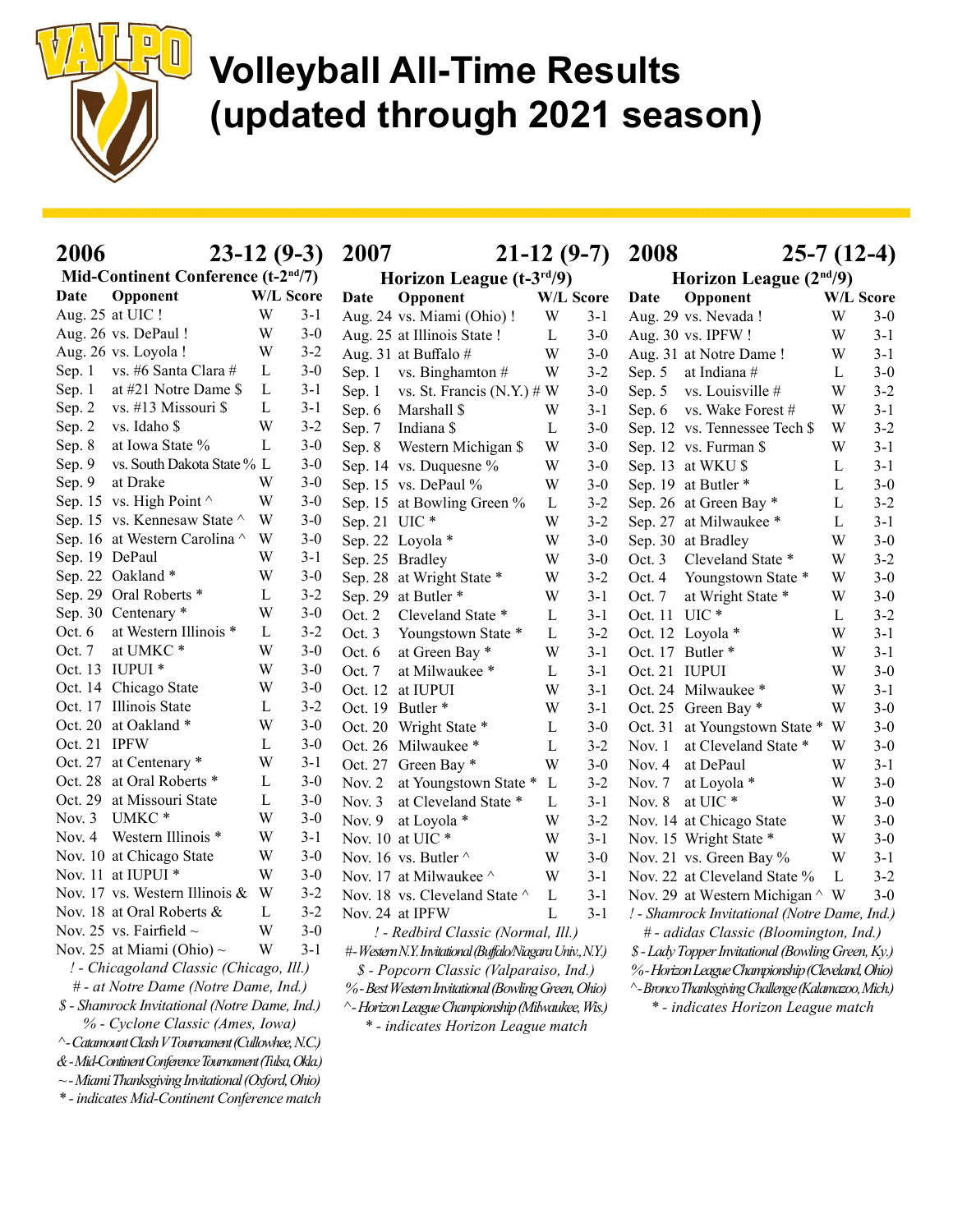# Volleyball All-Time Results (updated through 2021 season)

## 2006 — 23-12 (9-3)

### Mid-Continent Conference (t-2nd/7)

| Date | Opponent | W/L | Score |
|---|---|---|---|
| Aug. 25 | at UIC ! | W | 3-1 |
| Aug. 26 | vs. DePaul ! | W | 3-0 |
| Aug. 26 | vs. Loyola ! | W | 3-2 |
| Sep. 1 | vs. #6 Santa Clara # | L | 3-0 |
| Sep. 1 | at #21 Notre Dame $ | L | 3-1 |
| Sep. 2 | vs. #13 Missouri $ | L | 3-1 |
| Sep. 2 | vs. Idaho $ | W | 3-2 |
| Sep. 8 | at Iowa State % | L | 3-0 |
| Sep. 9 | vs. South Dakota State % | L | 3-0 |
| Sep. 9 | at Drake | W | 3-0 |
| Sep. 15 | vs. High Point ^ | W | 3-0 |
| Sep. 15 | vs. Kennesaw State ^ | W | 3-0 |
| Sep. 16 | at Western Carolina ^ | W | 3-0 |
| Sep. 19 | DePaul | W | 3-1 |
| Sep. 22 | Oakland * | W | 3-0 |
| Sep. 29 | Oral Roberts * | L | 3-2 |
| Sep. 30 | Centenary * | W | 3-0 |
| Oct. 6 | at Western Illinois * | L | 3-2 |
| Oct. 7 | at UMKC * | W | 3-0 |
| Oct. 13 | IUPUI * | W | 3-0 |
| Oct. 14 | Chicago State | W | 3-0 |
| Oct. 17 | Illinois State | L | 3-2 |
| Oct. 20 | at Oakland * | W | 3-0 |
| Oct. 21 | IPFW | L | 3-0 |
| Oct. 27 | at Centenary * | W | 3-1 |
| Oct. 28 | at Oral Roberts * | L | 3-0 |
| Oct. 29 | at Missouri State | L | 3-0 |
| Nov. 3 | UMKC * | W | 3-0 |
| Nov. 4 | Western Illinois * | W | 3-1 |
| Nov. 10 | at Chicago State | W | 3-0 |
| Nov. 11 | at IUPUI * | W | 3-0 |
| Nov. 17 | vs. Western Illinois & | W | 3-2 |
| Nov. 18 | at Oral Roberts & | L | 3-2 |
| Nov. 25 | vs. Fairfield ~ | W | 3-0 |
| Nov. 25 | at Miami (Ohio) ~ | W | 3-1 |

*! - Chicagoland Classic (Chicago, Ill.)*
*# - at Notre Dame (Notre Dame, Ind.)*
*$ - Shamrock Invitational (Notre Dame, Ind.)*
*% - Cyclone Classic (Ames, Iowa)*
*^ - Catamount Clash V Tournament (Cullowhee, N.C.)*
*& - Mid-Continent Conference Tournament (Tulsa, Okla.)*
*~ - Miami Thanksgiving Invitational (Oxford, Ohio)*
*\* - indicates Mid-Continent Conference match*

## 2007 — 21-12 (9-7)

### Horizon League (t-3rd/9)

| Date | Opponent | W/L | Score |
|---|---|---|---|
| Aug. 24 | vs. Miami (Ohio) ! | W | 3-1 |
| Aug. 25 | at Illinois State ! | L | 3-0 |
| Aug. 31 | at Buffalo # | W | 3-0 |
| Sep. 1 | vs. Binghamton # | W | 3-2 |
| Sep. 1 | vs. St. Francis (N.Y.) # | W | 3-0 |
| Sep. 6 | Marshall $ | W | 3-1 |
| Sep. 7 | Indiana $ | L | 3-0 |
| Sep. 8 | Western Michigan $ | W | 3-0 |
| Sep. 14 | vs. Duquesne % | W | 3-0 |
| Sep. 15 | vs. DePaul % | W | 3-0 |
| Sep. 15 | at Bowling Green % | L | 3-2 |
| Sep. 21 | UIC * | W | 3-2 |
| Sep. 22 | Loyola * | W | 3-0 |
| Sep. 25 | Bradley | W | 3-0 |
| Sep. 28 | at Wright State * | W | 3-2 |
| Sep. 29 | at Butler * | W | 3-1 |
| Oct. 2 | Cleveland State * | L | 3-1 |
| Oct. 3 | Youngstown State * | L | 3-2 |
| Oct. 6 | at Green Bay * | W | 3-1 |
| Oct. 7 | at Milwaukee * | L | 3-1 |
| Oct. 12 | at IUPUI | W | 3-1 |
| Oct. 19 | Butler * | W | 3-1 |
| Oct. 20 | Wright State * | L | 3-0 |
| Oct. 26 | Milwaukee * | L | 3-2 |
| Oct. 27 | Green Bay * | W | 3-0 |
| Nov. 2 | at Youngstown State * | L | 3-2 |
| Nov. 3 | at Cleveland State * | L | 3-1 |
| Nov. 9 | at Loyola * | W | 3-2 |
| Nov. 10 | at UIC * | W | 3-1 |
| Nov. 16 | vs. Butler ^ | W | 3-0 |
| Nov. 17 | at Milwaukee ^ | W | 3-1 |
| Nov. 18 | vs. Cleveland State ^ | L | 3-1 |
| Nov. 24 | at IPFW | L | 3-1 |

*! - Redbird Classic (Normal, Ill.)*
*# - Western N.Y. Invitational (Buffalo/Niagara Univ., N.Y.)*
*$ - Popcorn Classic (Valparaiso, Ind.)*
*% - Best Western Invitational (Bowling Green, Ohio)*
*^ - Horizon League Championship (Milwaukee, Wis.)*
*\* - indicates Horizon League match*

## 2008 — 25-7 (12-4)

### Horizon League (2nd/9)

| Date | Opponent | W/L | Score |
|---|---|---|---|
| Aug. 29 | vs. Nevada ! | W | 3-0 |
| Aug. 30 | vs. IPFW ! | W | 3-1 |
| Aug. 31 | at Notre Dame ! | W | 3-1 |
| Sep. 5 | at Indiana # | L | 3-0 |
| Sep. 5 | vs. Louisville # | W | 3-2 |
| Sep. 6 | vs. Wake Forest # | W | 3-1 |
| Sep. 12 | vs. Tennessee Tech $ | W | 3-2 |
| Sep. 12 | vs. Furman $ | W | 3-1 |
| Sep. 13 | at WKU $ | L | 3-1 |
| Sep. 19 | at Butler * | L | 3-0 |
| Sep. 26 | at Green Bay * | L | 3-2 |
| Sep. 27 | at Milwaukee * | L | 3-1 |
| Sep. 30 | at Bradley | W | 3-0 |
| Oct. 3 | Cleveland State * | W | 3-2 |
| Oct. 4 | Youngstown State * | W | 3-0 |
| Oct. 7 | at Wright State * | W | 3-0 |
| Oct. 11 | UIC * | L | 3-2 |
| Oct. 12 | Loyola * | W | 3-1 |
| Oct. 17 | Butler * | W | 3-1 |
| Oct. 21 | IUPUI | W | 3-0 |
| Oct. 24 | Milwaukee * | W | 3-1 |
| Oct. 25 | Green Bay * | W | 3-0 |
| Oct. 31 | at Youngstown State * | W | 3-0 |
| Nov. 1 | at Cleveland State * | W | 3-0 |
| Nov. 4 | at DePaul | W | 3-1 |
| Nov. 7 | at Loyola * | W | 3-0 |
| Nov. 8 | at UIC * | W | 3-0 |
| Nov. 14 | at Chicago State | W | 3-0 |
| Nov. 15 | Wright State * | W | 3-0 |
| Nov. 21 | vs. Green Bay % | W | 3-1 |
| Nov. 22 | at Cleveland State % | L | 3-2 |
| Nov. 29 | at Western Michigan ^ | W | 3-0 |

*! - Shamrock Invitational (Notre Dame, Ind.)*
*# - adidas Classic (Bloomington, Ind.)*
*$ - Lady Topper Invitational (Bowling Green, Ky.)*
*% - Horizon League Championship (Cleveland, Ohio)*
*^ - Bronco Thanksgiving Challenge (Kalamazoo, Mich.)*
*\* - indicates Horizon League match*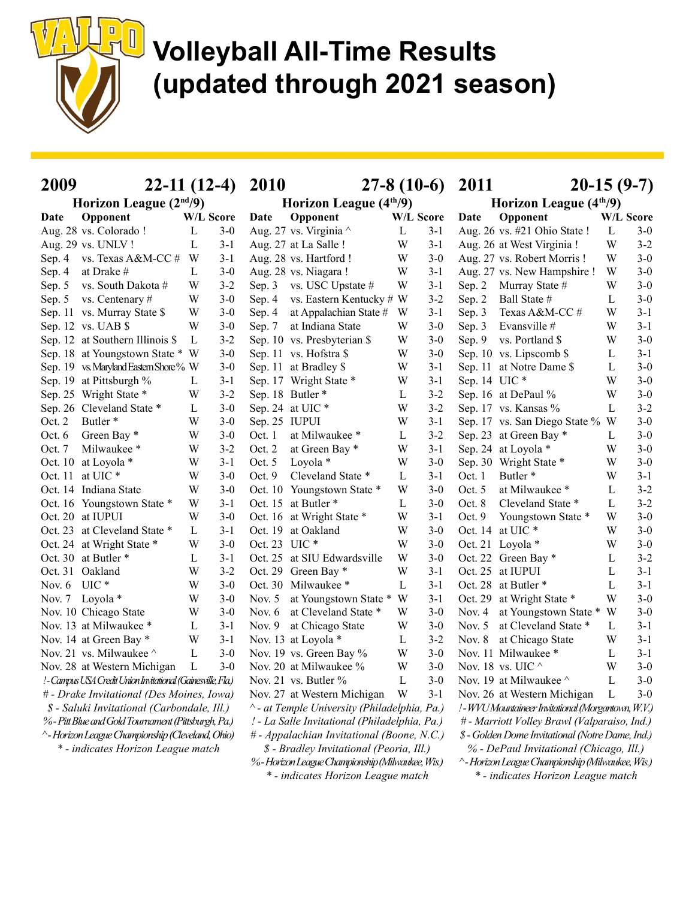# Volleyball All-Time Results (updated through 2021 season)

## 2009 — 22-11 (12-4)

### Horizon League (2nd/9)

| Date | Opponent | W/L | Score |
|---|---|---|---|
| Aug. 28 | vs. Colorado ! | L | 3-0 |
| Aug. 29 | vs. UNLV ! | L | 3-1 |
| Sep. 4 | vs. Texas A&M-CC # | W | 3-1 |
| Sep. 4 | at Drake # | L | 3-0 |
| Sep. 5 | vs. South Dakota # | W | 3-2 |
| Sep. 5 | vs. Centenary # | W | 3-0 |
| Sep. 11 | vs. Murray State $ | W | 3-0 |
| Sep. 12 | vs. UAB $ | W | 3-0 |
| Sep. 12 | at Southern Illinois $ | L | 3-2 |
| Sep. 18 | at Youngstown State * | W | 3-0 |
| Sep. 19 | vs. Maryland Eastern Shore % | W | 3-0 |
| Sep. 19 | at Pittsburgh % | L | 3-1 |
| Sep. 25 | Wright State * | W | 3-2 |
| Sep. 26 | Cleveland State * | L | 3-0 |
| Oct. 2 | Butler * | W | 3-0 |
| Oct. 6 | Green Bay * | W | 3-0 |
| Oct. 7 | Milwaukee * | W | 3-2 |
| Oct. 10 | at Loyola * | W | 3-1 |
| Oct. 11 | at UIC * | W | 3-0 |
| Oct. 14 | Indiana State | W | 3-0 |
| Oct. 16 | Youngstown State * | W | 3-1 |
| Oct. 20 | at IUPUI | W | 3-0 |
| Oct. 23 | at Cleveland State * | L | 3-1 |
| Oct. 24 | at Wright State * | W | 3-0 |
| Oct. 30 | at Butler * | L | 3-1 |
| Oct. 31 | Oakland | W | 3-2 |
| Nov. 6 | UIC * | W | 3-0 |
| Nov. 7 | Loyola * | W | 3-0 |
| Nov. 10 | Chicago State | W | 3-0 |
| Nov. 13 | at Milwaukee * | L | 3-1 |
| Nov. 14 | at Green Bay * | W | 3-1 |
| Nov. 21 | vs. Milwaukee ^ | L | 3-0 |
| Nov. 28 | at Western Michigan | L | 3-0 |

*! - Campus USA Credit Union Invitational (Gainesville, Fla.)*
*# - Drake Invitational (Des Moines, Iowa)*
*$ - Saluki Invitational (Carbondale, Ill.)*
*% - Pitt Blue and Gold Tournament (Pittsburgh, Pa.)*
*^ - Horizon League Championship (Cleveland, Ohio)*
*\* - indicates Horizon League match*

## 2010 — 27-8 (10-6)

### Horizon League (4th/9)

| Date | Opponent | W/L | Score |
|---|---|---|---|
| Aug. 27 | vs. Virginia ^ | L | 3-1 |
| Aug. 27 | at La Salle ! | W | 3-1 |
| Aug. 28 | vs. Hartford ! | W | 3-0 |
| Aug. 28 | vs. Niagara ! | W | 3-1 |
| Sep. 3 | vs. USC Upstate # | W | 3-1 |
| Sep. 4 | vs. Eastern Kentucky # | W | 3-2 |
| Sep. 4 | at Appalachian State # | W | 3-1 |
| Sep. 7 | at Indiana State | W | 3-0 |
| Sep. 10 | vs. Presbyterian $ | W | 3-0 |
| Sep. 11 | vs. Hofstra $ | W | 3-0 |
| Sep. 11 | at Bradley $ | W | 3-1 |
| Sep. 17 | Wright State * | W | 3-1 |
| Sep. 18 | Butler * | L | 3-2 |
| Sep. 24 | at UIC * | W | 3-2 |
| Sep. 25 | IUPUI | W | 3-1 |
| Oct. 1 | at Milwaukee * | L | 3-2 |
| Oct. 2 | at Green Bay * | W | 3-1 |
| Oct. 5 | Loyola * | W | 3-0 |
| Oct. 9 | Cleveland State * | L | 3-1 |
| Oct. 10 | Youngstown State * | W | 3-0 |
| Oct. 15 | at Butler * | L | 3-0 |
| Oct. 16 | at Wright State * | W | 3-1 |
| Oct. 19 | at Oakland | W | 3-0 |
| Oct. 23 | UIC * | W | 3-0 |
| Oct. 25 | at SIU Edwardsville | W | 3-0 |
| Oct. 29 | Green Bay * | W | 3-1 |
| Oct. 30 | Milwaukee * | L | 3-1 |
| Nov. 5 | at Youngstown State * | W | 3-1 |
| Nov. 6 | at Cleveland State * | W | 3-0 |
| Nov. 9 | at Chicago State | W | 3-0 |
| Nov. 13 | at Loyola * | L | 3-2 |
| Nov. 19 | vs. Green Bay % | W | 3-0 |
| Nov. 20 | at Milwaukee % | W | 3-0 |
| Nov. 21 | vs. Butler % | L | 3-0 |
| Nov. 27 | at Western Michigan | W | 3-1 |

*^ - at Temple University (Philadelphia, Pa.)*
*! - La Salle Invitational (Philadelphia, Pa.)*
*# - Appalachian Invitational (Boone, N.C.)*
*$ - Bradley Invitational (Peoria, Ill.)*
*% - Horizon League Championship (Milwaukee, Wis.)*
*\* - indicates Horizon League match*

## 2011 — 20-15 (9-7)

### Horizon League (4th/9)

| Date | Opponent | W/L | Score |
|---|---|---|---|
| Aug. 26 | vs. #21 Ohio State ! | L | 3-0 |
| Aug. 26 | at West Virginia ! | W | 3-2 |
| Aug. 27 | vs. Robert Morris ! | W | 3-0 |
| Aug. 27 | vs. New Hampshire ! | W | 3-0 |
| Sep. 2 | Murray State # | W | 3-0 |
| Sep. 2 | Ball State # | L | 3-0 |
| Sep. 3 | Texas A&M-CC # | W | 3-1 |
| Sep. 3 | Evansville # | W | 3-1 |
| Sep. 9 | vs. Portland $ | W | 3-0 |
| Sep. 10 | vs. Lipscomb $ | L | 3-1 |
| Sep. 11 | at Notre Dame $ | L | 3-0 |
| Sep. 14 | UIC * | W | 3-0 |
| Sep. 16 | at DePaul % | W | 3-0 |
| Sep. 17 | vs. Kansas % | L | 3-2 |
| Sep. 17 | vs. San Diego State % | W | 3-0 |
| Sep. 23 | at Green Bay * | L | 3-0 |
| Sep. 24 | at Loyola * | W | 3-0 |
| Sep. 30 | Wright State * | W | 3-0 |
| Oct. 1 | Butler * | W | 3-1 |
| Oct. 5 | at Milwaukee * | L | 3-2 |
| Oct. 8 | Cleveland State * | L | 3-2 |
| Oct. 9 | Youngstown State * | W | 3-0 |
| Oct. 14 | at UIC * | W | 3-0 |
| Oct. 21 | Loyola * | W | 3-0 |
| Oct. 22 | Green Bay * | L | 3-2 |
| Oct. 25 | at IUPUI | L | 3-1 |
| Oct. 28 | at Butler * | L | 3-1 |
| Oct. 29 | at Wright State * | W | 3-0 |
| Nov. 4 | at Youngstown State * | W | 3-0 |
| Nov. 5 | at Cleveland State * | L | 3-1 |
| Nov. 8 | at Chicago State | W | 3-1 |
| Nov. 11 | Milwaukee * | L | 3-1 |
| Nov. 18 | vs. UIC ^ | W | 3-0 |
| Nov. 19 | at Milwaukee ^ | L | 3-0 |
| Nov. 26 | at Western Michigan | L | 3-0 |

*! - WVU Mountaineer Invitational (Morgantown, W.V.)*
*# - Marriott Volley Brawl (Valparaiso, Ind.)*
*$ - Golden Dome Invitational (Notre Dame, Ind.)*
*% - DePaul Invitational (Chicago, Ill.)*
*^ - Horizon League Championship (Milwaukee, Wis.)*
*\* - indicates Horizon League match*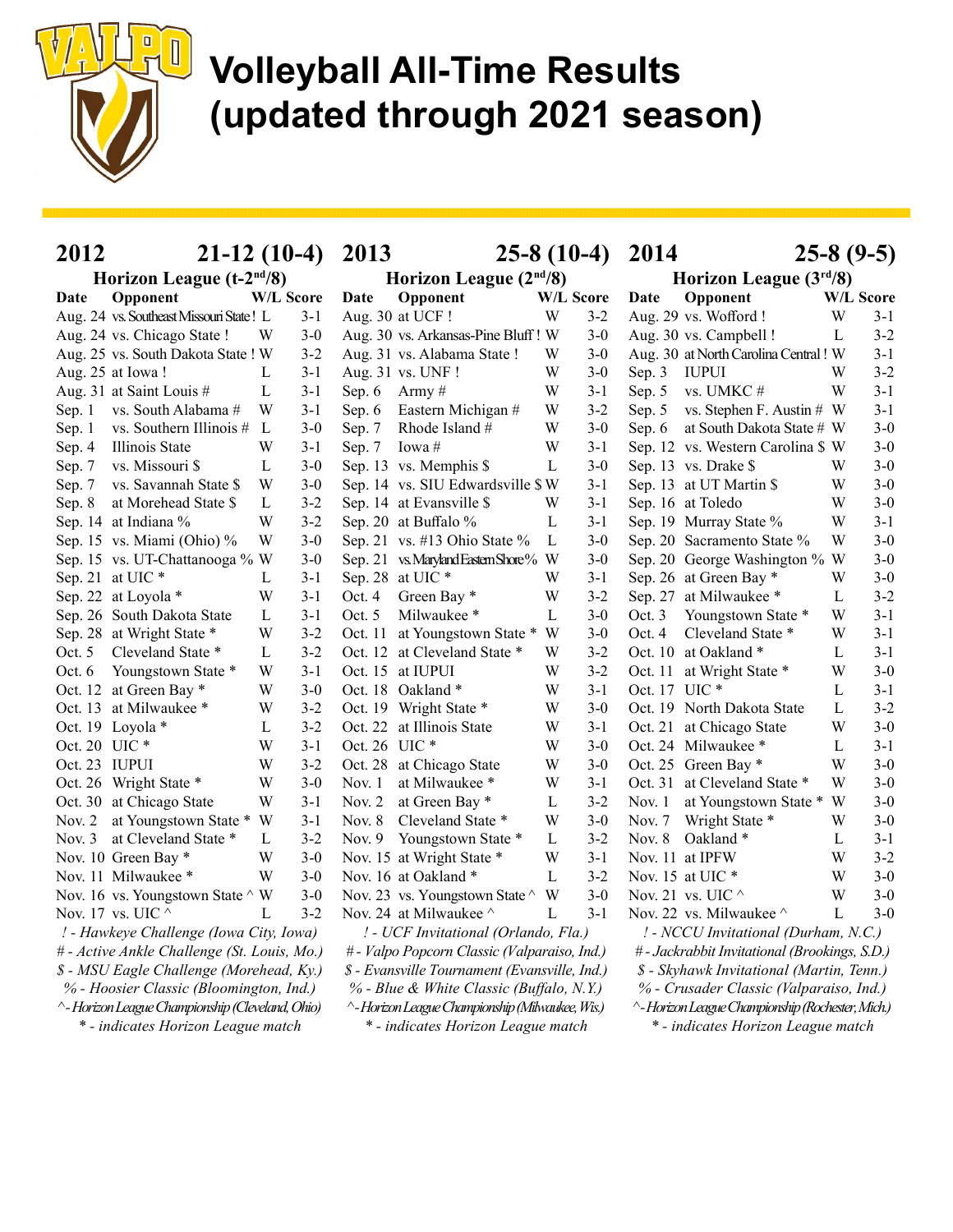# Volleyball All-Time Results (updated through 2021 season)

## 2012 — 21-12 (10-4)

### Horizon League (t-2nd/8)

| Date | Opponent | W/L | Score |
|---|---|---|---|
| Aug. 24 | vs. Southeast Missouri State ! | L | 3-1 |
| Aug. 24 | vs. Chicago State ! | W | 3-0 |
| Aug. 25 | vs. South Dakota State ! | W | 3-2 |
| Aug. 25 | at Iowa ! | L | 3-1 |
| Aug. 31 | at Saint Louis # | L | 3-1 |
| Sep. 1 | vs. South Alabama # | W | 3-1 |
| Sep. 1 | vs. Southern Illinois # | L | 3-0 |
| Sep. 4 | Illinois State | W | 3-1 |
| Sep. 7 | vs. Missouri $ | L | 3-0 |
| Sep. 7 | vs. Savannah State $ | W | 3-0 |
| Sep. 8 | at Morehead State $ | L | 3-2 |
| Sep. 14 | at Indiana % | W | 3-2 |
| Sep. 15 | vs. Miami (Ohio) % | W | 3-0 |
| Sep. 15 | vs. UT-Chattanooga % | W | 3-0 |
| Sep. 21 | at UIC * | L | 3-1 |
| Sep. 22 | at Loyola * | W | 3-1 |
| Sep. 26 | South Dakota State | L | 3-1 |
| Sep. 28 | at Wright State * | W | 3-2 |
| Oct. 5 | Cleveland State * | L | 3-2 |
| Oct. 6 | Youngstown State * | W | 3-1 |
| Oct. 12 | at Green Bay * | W | 3-0 |
| Oct. 13 | at Milwaukee * | W | 3-2 |
| Oct. 19 | Loyola * | L | 3-2 |
| Oct. 20 | UIC * | W | 3-1 |
| Oct. 23 | IUPUI | W | 3-2 |
| Oct. 26 | Wright State * | W | 3-0 |
| Oct. 30 | at Chicago State | W | 3-1 |
| Nov. 2 | at Youngstown State * | W | 3-1 |
| Nov. 3 | at Cleveland State * | L | 3-2 |
| Nov. 10 | Green Bay * | W | 3-0 |
| Nov. 11 | Milwaukee * | W | 3-0 |
| Nov. 16 | vs. Youngstown State ^ | W | 3-0 |
| Nov. 17 | vs. UIC ^ | L | 3-2 |

*! - Hawkeye Challenge (Iowa City, Iowa)*
*# - Active Ankle Challenge (St. Louis, Mo.)*
*$ - MSU Eagle Challenge (Morehead, Ky.)*
*% - Hoosier Classic (Bloomington, Ind.)*
*^ - Horizon League Championship (Cleveland, Ohio)*
** - indicates Horizon League match*

## 2013 — 25-8 (10-4)

### Horizon League (2nd/8)

| Date | Opponent | W/L | Score |
|---|---|---|---|
| Aug. 30 | at UCF ! | W | 3-2 |
| Aug. 30 | vs. Arkansas-Pine Bluff ! | W | 3-0 |
| Aug. 31 | vs. Alabama State ! | W | 3-0 |
| Aug. 31 | vs. UNF ! | W | 3-0 |
| Sep. 6 | Army # | W | 3-1 |
| Sep. 6 | Eastern Michigan # | W | 3-2 |
| Sep. 7 | Rhode Island # | W | 3-0 |
| Sep. 7 | Iowa # | W | 3-1 |
| Sep. 13 | vs. Memphis $ | L | 3-0 |
| Sep. 14 | vs. SIU Edwardsville $ | W | 3-1 |
| Sep. 14 | at Evansville $ | W | 3-1 |
| Sep. 20 | at Buffalo % | L | 3-1 |
| Sep. 21 | vs. #13 Ohio State % | L | 3-0 |
| Sep. 21 | vs. Maryland Eastern Shore % | W | 3-0 |
| Sep. 28 | at UIC * | W | 3-1 |
| Oct. 4 | Green Bay * | W | 3-2 |
| Oct. 5 | Milwaukee * | L | 3-0 |
| Oct. 11 | at Youngstown State * | W | 3-0 |
| Oct. 12 | at Cleveland State * | W | 3-2 |
| Oct. 15 | at IUPUI | W | 3-2 |
| Oct. 18 | Oakland * | W | 3-1 |
| Oct. 19 | Wright State * | W | 3-0 |
| Oct. 22 | at Illinois State | W | 3-1 |
| Oct. 26 | UIC * | W | 3-0 |
| Oct. 28 | at Chicago State | W | 3-0 |
| Nov. 1 | at Milwaukee * | W | 3-1 |
| Nov. 2 | at Green Bay * | L | 3-2 |
| Nov. 8 | Cleveland State * | W | 3-0 |
| Nov. 9 | Youngstown State * | L | 3-2 |
| Nov. 15 | at Wright State * | W | 3-1 |
| Nov. 16 | at Oakland * | L | 3-2 |
| Nov. 23 | vs. Youngstown State ^ | W | 3-0 |
| Nov. 24 | at Milwaukee ^ | L | 3-1 |

*! - UCF Invitational (Orlando, Fla.)*
*# - Valpo Popcorn Classic (Valparaiso, Ind.)*
*$ - Evansville Tournament (Evansville, Ind.)*
*% - Blue & White Classic (Buffalo, N.Y.)*
*^ - Horizon League Championship (Milwaukee, Wis.)*
** - indicates Horizon League match*

## 2014 — 25-8 (9-5)

### Horizon League (3rd/8)

| Date | Opponent | W/L | Score |
|---|---|---|---|
| Aug. 29 | vs. Wofford ! | W | 3-1 |
| Aug. 30 | vs. Campbell ! | L | 3-2 |
| Aug. 30 | at North Carolina Central ! | W | 3-1 |
| Sep. 3 | IUPUI | W | 3-2 |
| Sep. 5 | vs. UMKC # | W | 3-1 |
| Sep. 5 | vs. Stephen F. Austin # | W | 3-1 |
| Sep. 6 | at South Dakota State # | W | 3-0 |
| Sep. 12 | vs. Western Carolina $ | W | 3-0 |
| Sep. 13 | vs. Drake $ | W | 3-0 |
| Sep. 13 | at UT Martin $ | W | 3-0 |
| Sep. 16 | at Toledo | W | 3-0 |
| Sep. 19 | Murray State % | W | 3-1 |
| Sep. 20 | Sacramento State % | W | 3-0 |
| Sep. 20 | George Washington % | W | 3-0 |
| Sep. 26 | at Green Bay * | W | 3-0 |
| Sep. 27 | at Milwaukee * | L | 3-2 |
| Oct. 3 | Youngstown State * | W | 3-1 |
| Oct. 4 | Cleveland State * | W | 3-1 |
| Oct. 10 | at Oakland * | L | 3-1 |
| Oct. 11 | at Wright State * | W | 3-0 |
| Oct. 17 | UIC * | L | 3-1 |
| Oct. 19 | North Dakota State | L | 3-2 |
| Oct. 21 | at Chicago State | W | 3-0 |
| Oct. 24 | Milwaukee * | L | 3-1 |
| Oct. 25 | Green Bay * | W | 3-0 |
| Oct. 31 | at Cleveland State * | W | 3-0 |
| Nov. 1 | at Youngstown State * | W | 3-0 |
| Nov. 7 | Wright State * | W | 3-0 |
| Nov. 8 | Oakland * | L | 3-1 |
| Nov. 11 | at IPFW | W | 3-2 |
| Nov. 15 | at UIC * | W | 3-0 |
| Nov. 21 | vs. UIC ^ | W | 3-0 |
| Nov. 22 | vs. Milwaukee ^ | L | 3-0 |

*! - NCCU Invitational (Durham, N.C.)*
*# - Jackrabbit Invitational (Brookings, S.D.)*
*$ - Skyhawk Invitational (Martin, Tenn.)*
*% - Crusader Classic (Valparaiso, Ind.)*
*^ - Horizon League Championship (Rochester, Mich.)*
** - indicates Horizon League match*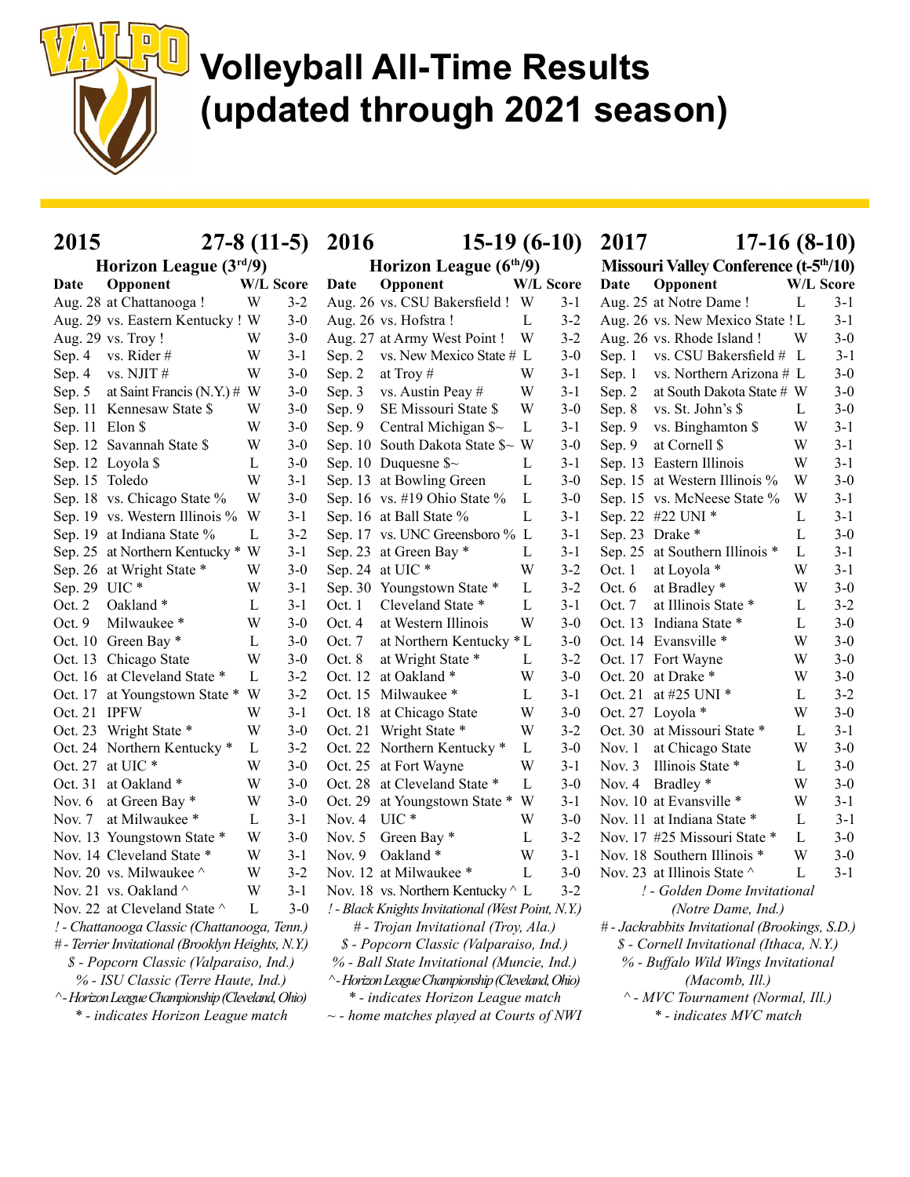# Volleyball All-Time Results (updated through 2021 season)

## 2015 — 27-8 (11-5)

### Horizon League (3rd/9)

| Date | Opponent | W/L | Score |
|---|---|---|---|
| Aug. 28 | at Chattanooga ! | W | 3-2 |
| Aug. 29 | vs. Eastern Kentucky ! | W | 3-0 |
| Aug. 29 | vs. Troy ! | W | 3-0 |
| Sep. 4 | vs. Rider # | W | 3-1 |
| Sep. 4 | vs. NJIT # | W | 3-0 |
| Sep. 5 | at Saint Francis (N.Y.) # | W | 3-0 |
| Sep. 11 | Kennesaw State $ | W | 3-0 |
| Sep. 11 | Elon $ | W | 3-0 |
| Sep. 12 | Savannah State $ | W | 3-0 |
| Sep. 12 | Loyola $ | L | 3-0 |
| Sep. 15 | Toledo | W | 3-1 |
| Sep. 18 | vs. Chicago State % | W | 3-0 |
| Sep. 19 | vs. Western Illinois % | W | 3-1 |
| Sep. 19 | at Indiana State % | L | 3-2 |
| Sep. 25 | at Northern Kentucky * | W | 3-1 |
| Sep. 26 | at Wright State * | W | 3-0 |
| Sep. 29 | UIC * | W | 3-1 |
| Oct. 2 | Oakland * | L | 3-1 |
| Oct. 9 | Milwaukee * | W | 3-0 |
| Oct. 10 | Green Bay * | L | 3-0 |
| Oct. 13 | Chicago State | W | 3-0 |
| Oct. 16 | at Cleveland State * | L | 3-2 |
| Oct. 17 | at Youngstown State * | W | 3-2 |
| Oct. 21 | IPFW | W | 3-1 |
| Oct. 23 | Wright State * | W | 3-0 |
| Oct. 24 | Northern Kentucky * | L | 3-2 |
| Oct. 27 | at UIC * | W | 3-0 |
| Oct. 31 | at Oakland * | W | 3-0 |
| Nov. 6 | at Green Bay * | W | 3-0 |
| Nov. 7 | at Milwaukee * | L | 3-1 |
| Nov. 13 | Youngstown State * | W | 3-0 |
| Nov. 14 | Cleveland State * | W | 3-1 |
| Nov. 20 | vs. Milwaukee ^ | W | 3-2 |
| Nov. 21 | vs. Oakland ^ | W | 3-1 |
| Nov. 22 | at Cleveland State ^ | L | 3-0 |

*! - Chattanooga Classic (Chattanooga, Tenn.)*
*# - Terrier Invitational (Brooklyn Heights, N.Y.)*
*$ - Popcorn Classic (Valparaiso, Ind.)*
*% - ISU Classic (Terre Haute, Ind.)*
*^ - Horizon League Championship (Cleveland, Ohio)*
** - indicates Horizon League match*

## 2016 — 15-19 (6-10)

### Horizon League (6th/9)

| Date | Opponent | W/L | Score |
|---|---|---|---|
| Aug. 26 | vs. CSU Bakersfield ! | W | 3-1 |
| Aug. 26 | vs. Hofstra ! | L | 3-2 |
| Aug. 27 | at Army West Point ! | W | 3-2 |
| Sep. 2 | vs. New Mexico State # | L | 3-0 |
| Sep. 2 | at Troy # | W | 3-1 |
| Sep. 3 | vs. Austin Peay # | W | 3-1 |
| Sep. 9 | SE Missouri State $ | W | 3-0 |
| Sep. 9 | Central Michigan $~ | L | 3-1 |
| Sep. 10 | South Dakota State $~ | W | 3-0 |
| Sep. 10 | Duquesne $~ | L | 3-1 |
| Sep. 13 | at Bowling Green | L | 3-0 |
| Sep. 16 | vs. #19 Ohio State % | L | 3-0 |
| Sep. 16 | at Ball State % | L | 3-1 |
| Sep. 17 | vs. UNC Greensboro % | L | 3-1 |
| Sep. 23 | at Green Bay * | L | 3-1 |
| Sep. 24 | at UIC * | W | 3-2 |
| Sep. 30 | Youngstown State * | L | 3-2 |
| Oct. 1 | Cleveland State * | L | 3-1 |
| Oct. 4 | at Western Illinois | W | 3-0 |
| Oct. 7 | at Northern Kentucky * | L | 3-0 |
| Oct. 8 | at Wright State * | L | 3-2 |
| Oct. 12 | at Oakland * | W | 3-0 |
| Oct. 15 | Milwaukee * | L | 3-1 |
| Oct. 18 | at Chicago State | W | 3-0 |
| Oct. 21 | Wright State * | W | 3-2 |
| Oct. 22 | Northern Kentucky * | L | 3-0 |
| Oct. 25 | at Fort Wayne | W | 3-1 |
| Oct. 28 | at Cleveland State * | L | 3-0 |
| Oct. 29 | at Youngstown State * | W | 3-1 |
| Nov. 4 | UIC * | W | 3-0 |
| Nov. 5 | Green Bay * | L | 3-2 |
| Nov. 9 | Oakland * | W | 3-1 |
| Nov. 12 | at Milwaukee * | L | 3-0 |
| Nov. 18 | vs. Northern Kentucky ^ | L | 3-2 |

*! - Black Knights Invitational (West Point, N.Y.)*
*# - Trojan Invitational (Troy, Ala.)*
*$ - Popcorn Classic (Valparaiso, Ind.)*
*% - Ball State Invitational (Muncie, Ind.)*
*^ - Horizon League Championship (Cleveland, Ohio)*
** - indicates Horizon League match*
*~ - home matches played at Courts of NWI*

## 2017 — 17-16 (8-10)

### Missouri Valley Conference (t-5th/10)

| Date | Opponent | W/L | Score |
|---|---|---|---|
| Aug. 25 | at Notre Dame ! | L | 3-1 |
| Aug. 26 | vs. New Mexico State ! | L | 3-1 |
| Aug. 26 | vs. Rhode Island ! | W | 3-0 |
| Sep. 1 | vs. CSU Bakersfield # | L | 3-1 |
| Sep. 1 | vs. Northern Arizona # | L | 3-0 |
| Sep. 2 | at South Dakota State # | W | 3-0 |
| Sep. 8 | vs. St. John's $ | L | 3-0 |
| Sep. 9 | vs. Binghamton $ | W | 3-1 |
| Sep. 9 | at Cornell $ | W | 3-1 |
| Sep. 13 | Eastern Illinois | W | 3-1 |
| Sep. 15 | at Western Illinois % | W | 3-0 |
| Sep. 15 | vs. McNeese State % | W | 3-1 |
| Sep. 22 | #22 UNI * | L | 3-1 |
| Sep. 23 | Drake * | L | 3-0 |
| Sep. 25 | at Southern Illinois * | L | 3-1 |
| Oct. 1 | at Loyola * | W | 3-1 |
| Oct. 6 | at Bradley * | W | 3-0 |
| Oct. 7 | at Illinois State * | L | 3-2 |
| Oct. 13 | Indiana State * | L | 3-0 |
| Oct. 14 | Evansville * | W | 3-0 |
| Oct. 17 | Fort Wayne | W | 3-0 |
| Oct. 20 | at Drake * | W | 3-0 |
| Oct. 21 | at #25 UNI * | L | 3-2 |
| Oct. 27 | Loyola * | W | 3-0 |
| Oct. 30 | at Missouri State * | L | 3-1 |
| Nov. 1 | at Chicago State | W | 3-0 |
| Nov. 3 | Illinois State * | L | 3-0 |
| Nov. 4 | Bradley * | W | 3-0 |
| Nov. 10 | at Evansville * | W | 3-1 |
| Nov. 11 | at Indiana State * | L | 3-1 |
| Nov. 17 | #25 Missouri State * | L | 3-0 |
| Nov. 18 | Southern Illinois * | W | 3-0 |
| Nov. 23 | at Illinois State ^ | L | 3-1 |

*! - Golden Dome Invitational (Notre Dame, Ind.)*
*# - Jackrabbits Invitational (Brookings, S.D.)*
*$ - Cornell Invitational (Ithaca, N.Y.)*
*% - Buffalo Wild Wings Invitational (Macomb, Ill.)*
*^ - MVC Tournament (Normal, Ill.)*
** - indicates MVC match*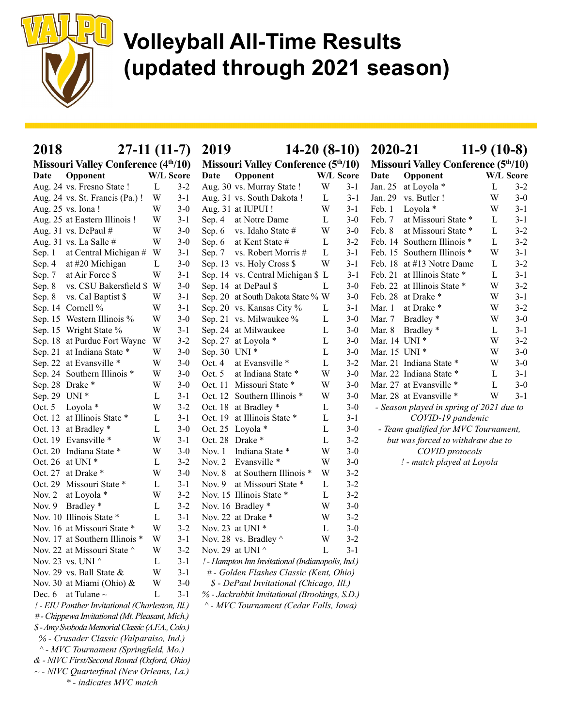# Volleyball All-Time Results (updated through 2021 season)

## 2018 — 27-11 (11-7)

### Missouri Valley Conference (4th/10)

| Date | Opponent | W/L | Score |
|---|---|---|---|
| Aug. 24 | vs. Fresno State ! | L | 3-2 |
| Aug. 24 | vs. St. Francis (Pa.) ! | W | 3-1 |
| Aug. 25 | vs. Iona ! | W | 3-0 |
| Aug. 25 | at Eastern Illinois ! | W | 3-1 |
| Aug. 31 | vs. DePaul # | W | 3-0 |
| Aug. 31 | vs. La Salle # | W | 3-0 |
| Sep. 1 | at Central Michigan # | W | 3-1 |
| Sep. 4 | at #20 Michigan | L | 3-0 |
| Sep. 7 | at Air Force $ | W | 3-1 |
| Sep. 8 | vs. CSU Bakersfield $ | W | 3-0 |
| Sep. 8 | vs. Cal Baptist $ | W | 3-1 |
| Sep. 14 | Cornell % | W | 3-1 |
| Sep. 15 | Western Illinois % | W | 3-0 |
| Sep. 15 | Wright State % | W | 3-1 |
| Sep. 18 | at Purdue Fort Wayne | W | 3-2 |
| Sep. 21 | at Indiana State * | W | 3-0 |
| Sep. 22 | at Evansville * | W | 3-0 |
| Sep. 24 | Southern Illinois * | W | 3-0 |
| Sep. 28 | Drake * | W | 3-0 |
| Sep. 29 | UNI * | L | 3-1 |
| Oct. 5 | Loyola * | W | 3-2 |
| Oct. 12 | at Illinois State * | L | 3-1 |
| Oct. 13 | at Bradley * | L | 3-0 |
| Oct. 19 | Evansville * | W | 3-1 |
| Oct. 20 | Indiana State * | W | 3-0 |
| Oct. 26 | at UNI * | L | 3-2 |
| Oct. 27 | at Drake * | W | 3-0 |
| Oct. 29 | Missouri State * | L | 3-1 |
| Nov. 2 | at Loyola * | W | 3-2 |
| Nov. 9 | Bradley * | L | 3-2 |
| Nov. 10 | Illinois State * | L | 3-1 |
| Nov. 16 | at Missouri State * | W | 3-2 |
| Nov. 17 | at Southern Illinois * | W | 3-1 |
| Nov. 22 | at Missouri State ^ | W | 3-2 |
| Nov. 23 | vs. UNI ^ | L | 3-1 |
| Nov. 29 | vs. Ball State & | W | 3-1 |
| Nov. 30 | at Miami (Ohio) & | W | 3-0 |
| Dec. 6 | at Tulane ~ | L | 3-1 |

*! - EIU Panther Invitational (Charleston, Ill.)*
*# - Chippewa Invitational (Mt. Pleasant, Mich.)*
*$ - Amy Svoboda Memorial Classic (A.F.A., Colo.)*
*% - Crusader Classic (Valparaiso, Ind.)*
*^ - MVC Tournament (Springfield, Mo.)*
*& - NIVC First/Second Round (Oxford, Ohio)*
*~ - NIVC Quarterfinal (New Orleans, La.)*
** - indicates MVC match*

## 2019 — 14-20 (8-10)

### Missouri Valley Conference (5th/10)

| Date | Opponent | W/L | Score |
|---|---|---|---|
| Aug. 30 | vs. Murray State ! | W | 3-1 |
| Aug. 31 | vs. South Dakota ! | L | 3-1 |
| Aug. 31 | at IUPUI ! | W | 3-1 |
| Sep. 4 | at Notre Dame | L | 3-0 |
| Sep. 6 | vs. Idaho State # | W | 3-0 |
| Sep. 6 | at Kent State # | L | 3-2 |
| Sep. 7 | vs. Robert Morris # | L | 3-1 |
| Sep. 13 | vs. Holy Cross $ | W | 3-1 |
| Sep. 14 | vs. Central Michigan $ | L | 3-1 |
| Sep. 14 | at DePaul $ | L | 3-0 |
| Sep. 20 | at South Dakota State % | W | 3-0 |
| Sep. 20 | vs. Kansas City % | L | 3-1 |
| Sep. 21 | vs. Milwaukee % | L | 3-0 |
| Sep. 24 | at Milwaukee | L | 3-0 |
| Sep. 27 | at Loyola * | L | 3-0 |
| Sep. 30 | UNI * | L | 3-0 |
| Oct. 4 | at Evansville * | L | 3-2 |
| Oct. 5 | at Indiana State * | W | 3-0 |
| Oct. 11 | Missouri State * | W | 3-0 |
| Oct. 12 | Southern Illinois * | W | 3-0 |
| Oct. 18 | at Bradley * | L | 3-0 |
| Oct. 19 | at Illinois State * | L | 3-1 |
| Oct. 25 | Loyola * | L | 3-0 |
| Oct. 28 | Drake * | L | 3-2 |
| Nov. 1 | Indiana State * | W | 3-0 |
| Nov. 2 | Evansville * | W | 3-0 |
| Nov. 8 | at Southern Illinois * | W | 3-2 |
| Nov. 9 | at Missouri State * | L | 3-2 |
| Nov. 15 | Illinois State * | L | 3-2 |
| Nov. 16 | Bradley * | W | 3-0 |
| Nov. 22 | at Drake * | W | 3-2 |
| Nov. 23 | at UNI * | L | 3-0 |
| Nov. 28 | vs. Bradley ^ | W | 3-2 |
| Nov. 29 | at UNI ^ | L | 3-1 |

*! - Hampton Inn Invitational (Indianapolis, Ind.)*
*# - Golden Flashes Classic (Kent, Ohio)*
*$ - DePaul Invitational (Chicago, Ill.)*
*% - Jackrabbit Invitational (Brookings, S.D.)*
*^ - MVC Tournament (Cedar Falls, Iowa)*

## 2020-21 — 11-9 (10-8)

### Missouri Valley Conference (5th/10)

| Date | Opponent | W/L | Score |
|---|---|---|---|
| Jan. 25 | at Loyola * | L | 3-2 |
| Jan. 29 | vs. Butler ! | W | 3-0 |
| Feb. 1 | Loyola * | W | 3-1 |
| Feb. 7 | at Missouri State * | L | 3-1 |
| Feb. 8 | at Missouri State * | L | 3-2 |
| Feb. 14 | Southern Illinois * | L | 3-2 |
| Feb. 15 | Southern Illinois * | W | 3-1 |
| Feb. 18 | at #13 Notre Dame | L | 3-2 |
| Feb. 21 | at Illinois State * | L | 3-1 |
| Feb. 22 | at Illinois State * | W | 3-2 |
| Feb. 28 | at Drake * | W | 3-1 |
| Mar. 1 | at Drake * | W | 3-2 |
| Mar. 7 | Bradley * | W | 3-0 |
| Mar. 8 | Bradley * | L | 3-1 |
| Mar. 14 | UNI * | W | 3-2 |
| Mar. 15 | UNI * | W | 3-0 |
| Mar. 21 | Indiana State * | W | 3-0 |
| Mar. 22 | Indiana State * | L | 3-1 |
| Mar. 27 | at Evansville * | L | 3-0 |
| Mar. 28 | at Evansville * | W | 3-1 |

*- Season played in spring of 2021 due to COVID-19 pandemic*
*- Team qualified for MVC Tournament, but was forced to withdraw due to COVID protocols*
*! - match played at Loyola*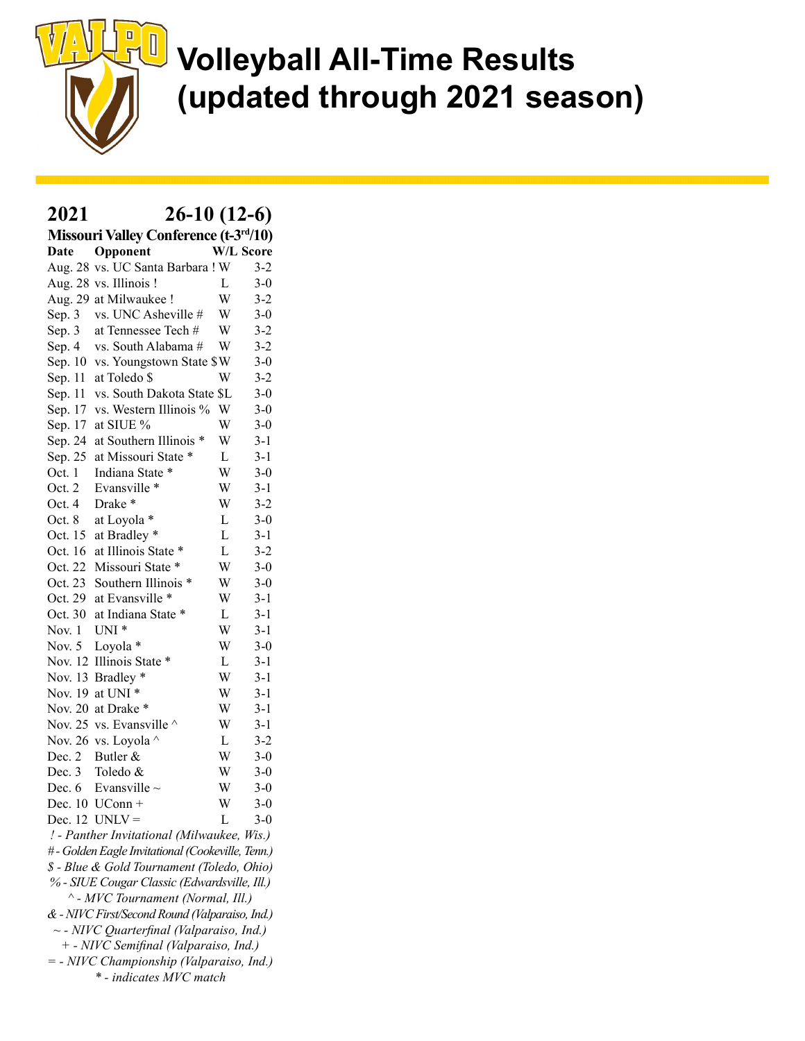# Volleyball All-Time Results (updated through 2021 season)

## 2021 26-10 (12-6)

**Missouri Valley Conference (t-3rd/10)**

| Date | Opponent | W/L | Score |
|---|---|---|---|
| Aug. 28 | vs. UC Santa Barbara ! | W | 3-2 |
| Aug. 28 | vs. Illinois ! | L | 3-0 |
| Aug. 29 | at Milwaukee ! | W | 3-2 |
| Sep. 3 | vs. UNC Asheville # | W | 3-0 |
| Sep. 3 | at Tennessee Tech # | W | 3-2 |
| Sep. 4 | vs. South Alabama # | W | 3-2 |
| Sep. 10 | vs. Youngstown State $ | W | 3-0 |
| Sep. 11 | at Toledo $ | W | 3-2 |
| Sep. 11 | vs. South Dakota State $ | L | 3-0 |
| Sep. 17 | vs. Western Illinois % | W | 3-0 |
| Sep. 17 | at SIUE % | W | 3-0 |
| Sep. 24 | at Southern Illinois * | W | 3-1 |
| Sep. 25 | at Missouri State * | L | 3-1 |
| Oct. 1 | Indiana State * | W | 3-0 |
| Oct. 2 | Evansville * | W | 3-1 |
| Oct. 4 | Drake * | W | 3-2 |
| Oct. 8 | at Loyola * | L | 3-0 |
| Oct. 15 | at Bradley * | L | 3-1 |
| Oct. 16 | at Illinois State * | L | 3-2 |
| Oct. 22 | Missouri State * | W | 3-0 |
| Oct. 23 | Southern Illinois * | W | 3-0 |
| Oct. 29 | at Evansville * | W | 3-1 |
| Oct. 30 | at Indiana State * | L | 3-1 |
| Nov. 1 | UNI * | W | 3-1 |
| Nov. 5 | Loyola * | W | 3-0 |
| Nov. 12 | Illinois State * | L | 3-1 |
| Nov. 13 | Bradley * | W | 3-1 |
| Nov. 19 | at UNI * | W | 3-1 |
| Nov. 20 | at Drake * | W | 3-1 |
| Nov. 25 | vs. Evansville ^ | W | 3-1 |
| Nov. 26 | vs. Loyola ^ | L | 3-2 |
| Dec. 2 | Butler & | W | 3-0 |
| Dec. 3 | Toledo & | W | 3-0 |
| Dec. 6 | Evansville ~ | W | 3-0 |
| Dec. 10 | UConn + | W | 3-0 |
| Dec. 12 | UNLV = | L | 3-0 |

*! - Panther Invitational (Milwaukee, Wis.)*
*# - Golden Eagle Invitational (Cookeville, Tenn.)*
*$ - Blue & Gold Tournament (Toledo, Ohio)*
*% - SIUE Cougar Classic (Edwardsville, Ill.)*
*^ - MVC Tournament (Normal, Ill.)*
*& - NIVC First/Second Round (Valparaiso, Ind.)*
*~ - NIVC Quarterfinal (Valparaiso, Ind.)*
*+ - NIVC Semifinal (Valparaiso, Ind.)*
*= - NIVC Championship (Valparaiso, Ind.)*
*\* - indicates MVC match*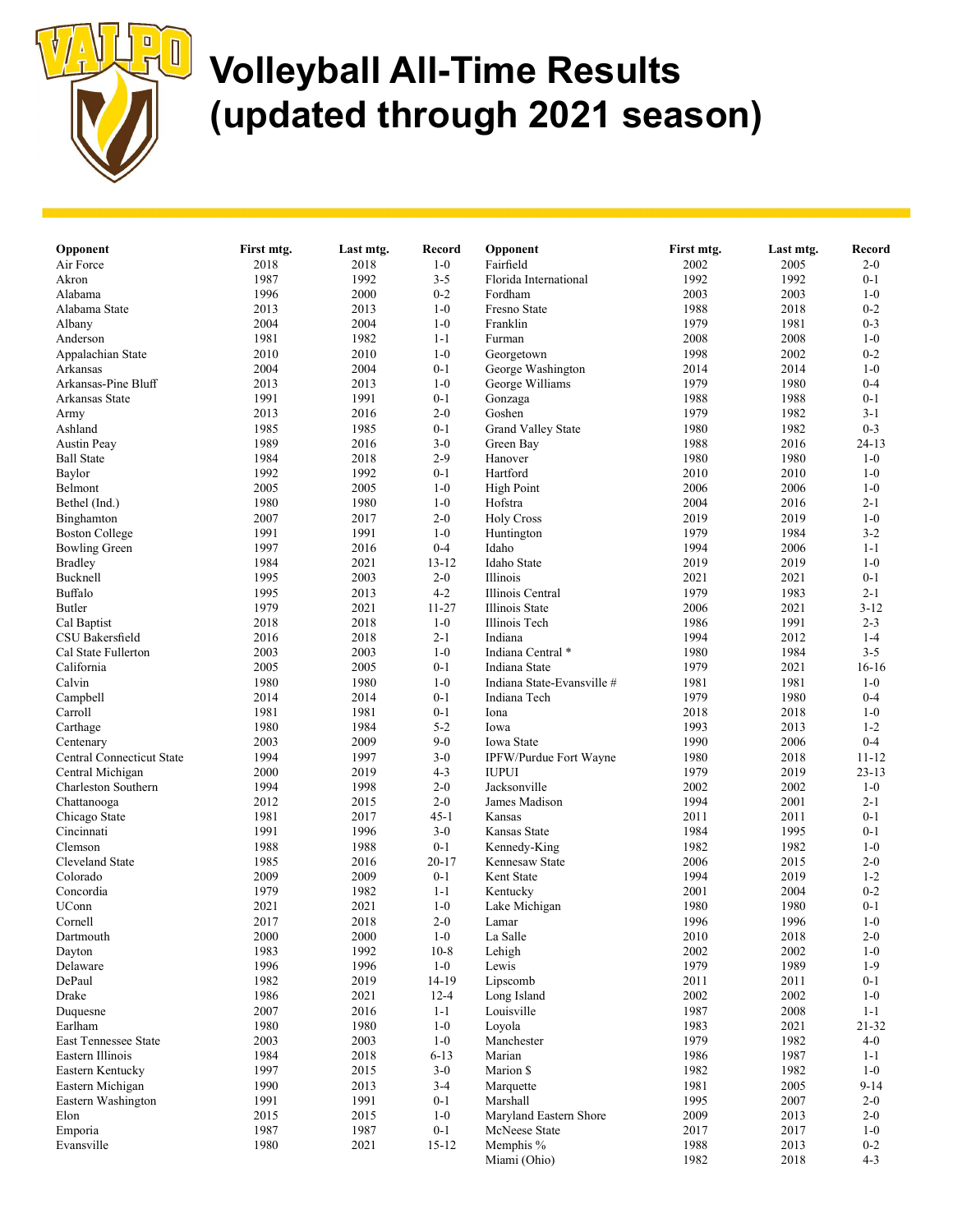# Volleyball All-Time Results (updated through 2021 season)

| Opponent | First mtg. | Last mtg. | Record |
|---|---|---|---|
| Air Force | 2018 | 2018 | 1-0 |
| Akron | 1987 | 1992 | 3-5 |
| Alabama | 1996 | 2000 | 0-2 |
| Alabama State | 2013 | 2013 | 1-0 |
| Albany | 2004 | 2004 | 1-0 |
| Anderson | 1981 | 1982 | 1-1 |
| Appalachian State | 2010 | 2010 | 1-0 |
| Arkansas | 2004 | 2004 | 0-1 |
| Arkansas-Pine Bluff | 2013 | 2013 | 1-0 |
| Arkansas State | 1991 | 1991 | 0-1 |
| Army | 2013 | 2016 | 2-0 |
| Ashland | 1985 | 1985 | 0-1 |
| Austin Peay | 1989 | 2016 | 3-0 |
| Ball State | 1984 | 2018 | 2-9 |
| Baylor | 1992 | 1992 | 0-1 |
| Belmont | 2005 | 2005 | 1-0 |
| Bethel (Ind.) | 1980 | 1980 | 1-0 |
| Binghamton | 2007 | 2017 | 2-0 |
| Boston College | 1991 | 1991 | 1-0 |
| Bowling Green | 1997 | 2016 | 0-4 |
| Bradley | 1984 | 2021 | 13-12 |
| Bucknell | 1995 | 2003 | 2-0 |
| Buffalo | 1995 | 2013 | 4-2 |
| Butler | 1979 | 2021 | 11-27 |
| Cal Baptist | 2018 | 2018 | 1-0 |
| CSU Bakersfield | 2016 | 2018 | 2-1 |
| Cal State Fullerton | 2003 | 2003 | 1-0 |
| California | 2005 | 2005 | 0-1 |
| Calvin | 1980 | 1980 | 1-0 |
| Campbell | 2014 | 2014 | 0-1 |
| Carroll | 1981 | 1981 | 0-1 |
| Carthage | 1980 | 1984 | 5-2 |
| Centenary | 2003 | 2009 | 9-0 |
| Central Connecticut State | 1994 | 1997 | 3-0 |
| Central Michigan | 2000 | 2019 | 4-3 |
| Charleston Southern | 1994 | 1998 | 2-0 |
| Chattanooga | 2012 | 2015 | 2-0 |
| Chicago State | 1981 | 2017 | 45-1 |
| Cincinnati | 1991 | 1996 | 3-0 |
| Clemson | 1988 | 1988 | 0-1 |
| Cleveland State | 1985 | 2016 | 20-17 |
| Colorado | 2009 | 2009 | 0-1 |
| Concordia | 1979 | 1982 | 1-1 |
| UConn | 2021 | 2021 | 1-0 |
| Cornell | 2017 | 2018 | 2-0 |
| Dartmouth | 2000 | 2000 | 1-0 |
| Dayton | 1983 | 1992 | 10-8 |
| Delaware | 1996 | 1996 | 1-0 |
| DePaul | 1982 | 2019 | 14-19 |
| Drake | 1986 | 2021 | 12-4 |
| Duquesne | 2007 | 2016 | 1-1 |
| Earlham | 1980 | 1980 | 1-0 |
| East Tennessee State | 2003 | 2003 | 1-0 |
| Eastern Illinois | 1984 | 2018 | 6-13 |
| Eastern Kentucky | 1997 | 2015 | 3-0 |
| Eastern Michigan | 1990 | 2013 | 3-4 |
| Eastern Washington | 1991 | 1991 | 0-1 |
| Elon | 2015 | 2015 | 1-0 |
| Emporia | 1987 | 1987 | 0-1 |
| Evansville | 1980 | 2021 | 15-12 |
| Fairfield | 2002 | 2005 | 2-0 |
| Florida International | 1992 | 1992 | 0-1 |
| Fordham | 2003 | 2003 | 1-0 |
| Fresno State | 1988 | 2018 | 0-2 |
| Franklin | 1979 | 1981 | 0-3 |
| Furman | 2008 | 2008 | 1-0 |
| Georgetown | 1998 | 2002 | 0-2 |
| George Washington | 2014 | 2014 | 1-0 |
| George Williams | 1979 | 1980 | 0-4 |
| Gonzaga | 1988 | 1988 | 0-1 |
| Goshen | 1979 | 1982 | 3-1 |
| Grand Valley State | 1980 | 1982 | 0-3 |
| Green Bay | 1988 | 2016 | 24-13 |
| Hanover | 1980 | 1980 | 1-0 |
| Hartford | 2010 | 2010 | 1-0 |
| High Point | 2006 | 2006 | 1-0 |
| Hofstra | 2004 | 2016 | 2-1 |
| Holy Cross | 2019 | 2019 | 1-0 |
| Huntington | 1979 | 1984 | 3-2 |
| Idaho | 1994 | 2006 | 1-1 |
| Idaho State | 2019 | 2019 | 1-0 |
| Illinois | 2021 | 2021 | 0-1 |
| Illinois Central | 1979 | 1983 | 2-1 |
| Illinois State | 2006 | 2021 | 3-12 |
| Illinois Tech | 1986 | 1991 | 2-3 |
| Indiana | 1994 | 2012 | 1-4 |
| Indiana Central * | 1980 | 1984 | 3-5 |
| Indiana State | 1979 | 2021 | 16-16 |
| Indiana State-Evansville # | 1981 | 1981 | 1-0 |
| Indiana Tech | 1979 | 1980 | 0-4 |
| Iona | 2018 | 2018 | 1-0 |
| Iowa | 1993 | 2013 | 1-2 |
| Iowa State | 1990 | 2006 | 0-4 |
| IPFW/Purdue Fort Wayne | 1980 | 2018 | 11-12 |
| IUPUI | 1979 | 2019 | 23-13 |
| Jacksonville | 2002 | 2002 | 1-0 |
| James Madison | 1994 | 2001 | 2-1 |
| Kansas | 2011 | 2011 | 0-1 |
| Kansas State | 1984 | 1995 | 0-1 |
| Kennedy-King | 1982 | 1982 | 1-0 |
| Kennesaw State | 2006 | 2015 | 2-0 |
| Kent State | 1994 | 2019 | 1-2 |
| Kentucky | 2001 | 2004 | 0-2 |
| Lake Michigan | 1980 | 1980 | 0-1 |
| Lamar | 1996 | 1996 | 1-0 |
| La Salle | 2010 | 2018 | 2-0 |
| Lehigh | 2002 | 2002 | 1-0 |
| Lewis | 1979 | 1989 | 1-9 |
| Lipscomb | 2011 | 2011 | 0-1 |
| Long Island | 2002 | 2002 | 1-0 |
| Louisville | 1987 | 2008 | 1-1 |
| Loyola | 1983 | 2021 | 21-32 |
| Manchester | 1979 | 1982 | 4-0 |
| Marian | 1986 | 1987 | 1-1 |
| Marion $ | 1982 | 1982 | 1-0 |
| Marquette | 1981 | 2005 | 9-14 |
| Marshall | 1995 | 2007 | 2-0 |
| Maryland Eastern Shore | 2009 | 2013 | 2-0 |
| McNeese State | 2017 | 2017 | 1-0 |
| Memphis % | 1988 | 2013 | 0-2 |
| Miami (Ohio) | 1982 | 2018 | 4-3 |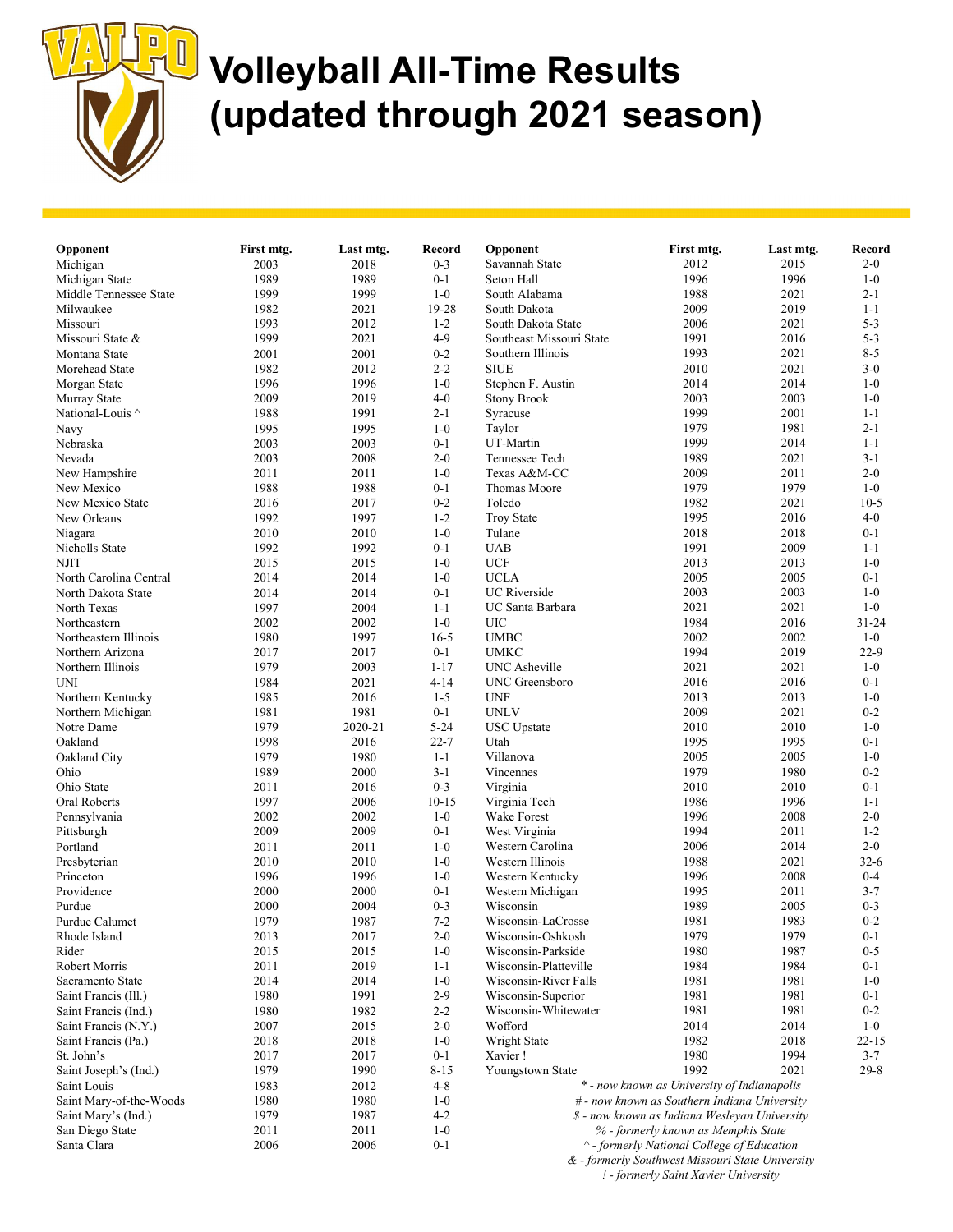# Volleyball All-Time Results (updated through 2021 season)

| Opponent | First mtg. | Last mtg. | Record |
|---|---|---|---|
| Michigan | 2003 | 2018 | 0-3 |
| Michigan State | 1989 | 1989 | 0-1 |
| Middle Tennessee State | 1999 | 1999 | 1-0 |
| Milwaukee | 1982 | 2021 | 19-28 |
| Missouri | 1993 | 2012 | 1-2 |
| Missouri State & | 1999 | 2021 | 4-9 |
| Montana State | 2001 | 2001 | 0-2 |
| Morehead State | 1982 | 2012 | 2-2 |
| Morgan State | 1996 | 1996 | 1-0 |
| Murray State | 2009 | 2019 | 4-0 |
| National-Louis ^ | 1988 | 1991 | 2-1 |
| Navy | 1995 | 1995 | 1-0 |
| Nebraska | 2003 | 2003 | 0-1 |
| Nevada | 2003 | 2008 | 2-0 |
| New Hampshire | 2011 | 2011 | 1-0 |
| New Mexico | 1988 | 1988 | 0-1 |
| New Mexico State | 2016 | 2017 | 0-2 |
| New Orleans | 1992 | 1997 | 1-2 |
| Niagara | 2010 | 2010 | 1-0 |
| Nicholls State | 1992 | 1992 | 0-1 |
| NJIT | 2015 | 2015 | 1-0 |
| North Carolina Central | 2014 | 2014 | 1-0 |
| North Dakota State | 2014 | 2014 | 0-1 |
| North Texas | 1997 | 2004 | 1-1 |
| Northeastern | 2002 | 2002 | 1-0 |
| Northeastern Illinois | 1980 | 1997 | 16-5 |
| Northern Arizona | 2017 | 2017 | 0-1 |
| Northern Illinois | 1979 | 2003 | 1-17 |
| UNI | 1984 | 2021 | 4-14 |
| Northern Kentucky | 1985 | 2016 | 1-5 |
| Northern Michigan | 1981 | 1981 | 0-1 |
| Notre Dame | 1979 | 2020-21 | 5-24 |
| Oakland | 1998 | 2016 | 22-7 |
| Oakland City | 1979 | 1980 | 1-1 |
| Ohio | 1989 | 2000 | 3-1 |
| Ohio State | 2011 | 2016 | 0-3 |
| Oral Roberts | 1997 | 2006 | 10-15 |
| Pennsylvania | 2002 | 2002 | 1-0 |
| Pittsburgh | 2009 | 2009 | 0-1 |
| Portland | 2011 | 2011 | 1-0 |
| Presbyterian | 2010 | 2010 | 1-0 |
| Princeton | 1996 | 1996 | 1-0 |
| Providence | 2000 | 2000 | 0-1 |
| Purdue | 2000 | 2004 | 0-3 |
| Purdue Calumet | 1979 | 1987 | 7-2 |
| Rhode Island | 2013 | 2017 | 2-0 |
| Rider | 2015 | 2015 | 1-0 |
| Robert Morris | 2011 | 2019 | 1-1 |
| Sacramento State | 2014 | 2014 | 1-0 |
| Saint Francis (Ill.) | 1980 | 1991 | 2-9 |
| Saint Francis (Ind.) | 1980 | 1982 | 2-2 |
| Saint Francis (N.Y.) | 2007 | 2015 | 2-0 |
| Saint Francis (Pa.) | 2018 | 2018 | 1-0 |
| St. John's | 2017 | 2017 | 0-1 |
| Saint Joseph's (Ind.) | 1979 | 1990 | 8-15 |
| Saint Louis | 1983 | 2012 | 4-8 |
| Saint Mary-of-the-Woods | 1980 | 1980 | 1-0 |
| Saint Mary's (Ind.) | 1979 | 1987 | 4-2 |
| San Diego State | 2011 | 2011 | 1-0 |
| Santa Clara | 2006 | 2006 | 0-1 |
| Savannah State | 2012 | 2015 | 2-0 |
| Seton Hall | 1996 | 1996 | 1-0 |
| South Alabama | 1988 | 2021 | 2-1 |
| South Dakota | 2009 | 2019 | 1-1 |
| South Dakota State | 2006 | 2021 | 5-3 |
| Southeast Missouri State | 1991 | 2016 | 5-3 |
| Southern Illinois | 1993 | 2021 | 8-5 |
| SIUE | 2010 | 2021 | 3-0 |
| Stephen F. Austin | 2014 | 2014 | 1-0 |
| Stony Brook | 2003 | 2003 | 1-0 |
| Syracuse | 1999 | 2001 | 1-1 |
| Taylor | 1979 | 1981 | 2-1 |
| UT-Martin | 1999 | 2014 | 1-1 |
| Tennessee Tech | 1989 | 2021 | 3-1 |
| Texas A&M-CC | 2009 | 2011 | 2-0 |
| Thomas Moore | 1979 | 1979 | 1-0 |
| Toledo | 1982 | 2021 | 10-5 |
| Troy State | 1995 | 2016 | 4-0 |
| Tulane | 2018 | 2018 | 0-1 |
| UAB | 1991 | 2009 | 1-1 |
| UCF | 2013 | 2013 | 1-0 |
| UCLA | 2005 | 2005 | 0-1 |
| UC Riverside | 2003 | 2003 | 1-0 |
| UC Santa Barbara | 2021 | 2021 | 1-0 |
| UIC | 1984 | 2016 | 31-24 |
| UMBC | 2002 | 2002 | 1-0 |
| UMKC | 1994 | 2019 | 22-9 |
| UNC Asheville | 2021 | 2021 | 1-0 |
| UNC Greensboro | 2016 | 2016 | 0-1 |
| UNF | 2013 | 2013 | 1-0 |
| UNLV | 2009 | 2021 | 0-2 |
| USC Upstate | 2010 | 2010 | 1-0 |
| Utah | 1995 | 1995 | 0-1 |
| Villanova | 2005 | 2005 | 1-0 |
| Vincennes | 1979 | 1980 | 0-2 |
| Virginia | 2010 | 2010 | 0-1 |
| Virginia Tech | 1986 | 1996 | 1-1 |
| Wake Forest | 1996 | 2008 | 2-0 |
| West Virginia | 1994 | 2011 | 1-2 |
| Western Carolina | 2006 | 2014 | 2-0 |
| Western Illinois | 1988 | 2021 | 32-6 |
| Western Kentucky | 1996 | 2008 | 0-4 |
| Western Michigan | 1995 | 2011 | 3-7 |
| Wisconsin | 1989 | 2005 | 0-3 |
| Wisconsin-LaCrosse | 1981 | 1983 | 0-2 |
| Wisconsin-Oshkosh | 1979 | 1979 | 0-1 |
| Wisconsin-Parkside | 1980 | 1987 | 0-5 |
| Wisconsin-Platteville | 1984 | 1984 | 0-1 |
| Wisconsin-River Falls | 1981 | 1981 | 1-0 |
| Wisconsin-Superior | 1981 | 1981 | 0-1 |
| Wisconsin-Whitewater | 1981 | 1981 | 0-2 |
| Wofford | 2014 | 2014 | 1-0 |
| Wright State | 1982 | 2018 | 22-15 |
| Xavier ! | 1980 | 1994 | 3-7 |
| Youngstown State | 1992 | 2021 | 29-8 |

*\* - now known as University of Indianapolis*
*# - now known as Southern Indiana University*
*$ - now known as Indiana Wesleyan University*
*% - formerly known as Memphis State*
*^ - formerly National College of Education*
*& - formerly Southwest Missouri State University*
*! - formerly Saint Xavier University*